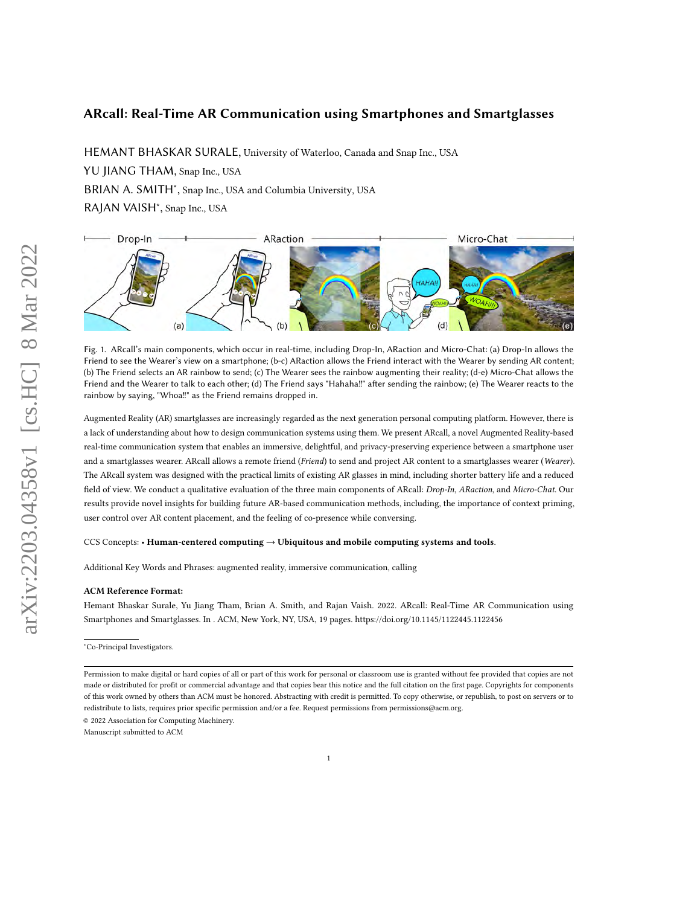# ARcall: Real-Time AR Communication using Smartphones and Smartglasses

HEMANT BHASKAR SURALE, University of Waterloo, Canada and Snap Inc., USA

YU JIANG THAM, Snap Inc., USA

BRIAN A. SMITH*, Snap Inc., USA and Columbia University, USA

RAJAN VAISH*, Snap Inc., USA

Fig. 1. ARcall's main components, which occur in real-time, including Drop-In, ARaction and Micro-Chat: (a) Drop-In allows the Friend to see the Wearer's view on a smartphone; (b-c) ARaction allows the Friend interact with the Wearer by sending AR content; (b) The Friend selects an AR rainbow to send; (c) The Wearer sees the rainbow augmenting their reality; (d-e) Micro-Chat allows the Friend and the Wearer to talk to each other; (d) The Friend says "Hahaha‼" after sending the rainbow; (e) The Wearer reacts to the rainbow by saying, "Whoa‼" as the Friend remains dropped in.

Augmented Reality (AR) smartglasses are increasingly regarded as the next generation personal computing platform. However, there is a lack of understanding about how to design communication systems using them. We present ARcall, a novel Augmented Reality-based real-time communication system that enables an immersive, delightful, and privacy-preserving experience between a smartphone user and a smartglasses wearer. ARcall allows a remote friend (*Friend*) to send and project AR content to a smartglasses wearer (*Wearer*). The ARcall system was designed with the practical limits of existing AR glasses in mind, including shorter battery life and a reduced field of view. We conduct a qualitative evaluation of the three main components of ARcall: *Drop-In*, *ARaction*, and *Micro-Chat*. Our results provide novel insights for building future AR-based communication methods, including, the importance of context priming, user control over AR content placement, and the feeling of co-presence while conversing.

CCS Concepts: • **Human-centered computing → Ubiquitous and mobile computing systems and tools**.

Additional Key Words and Phrases: augmented reality, immersive communication, calling

**ACM Reference Format:**

Hemant Bhaskar Surale, Yu Jiang Tham, Brian A. Smith, and Rajan Vaish. 2022. ARcall: Real-Time AR Communication using Smartphones and Smartglasses. In . ACM, New York, NY, USA, 19 pages. https://doi.org/10.1145/1122445.1122456

*Co-Principal Investigators.

Permission to make digital or hard copies of all or part of this work for personal or classroom use is granted without fee provided that copies are not made or distributed for profit or commercial advantage and that copies bear this notice and the full citation on the first page. Copyrights for components of this work owned by others than ACM must be honored. Abstracting with credit is permitted. To copy otherwise, or republish, to post on servers or to redistribute to lists, requires prior specific permission and/or a fee. Request permissions from permissions@acm.org.

© 2022 Association for Computing Machinery.

Manuscript submitted to ACM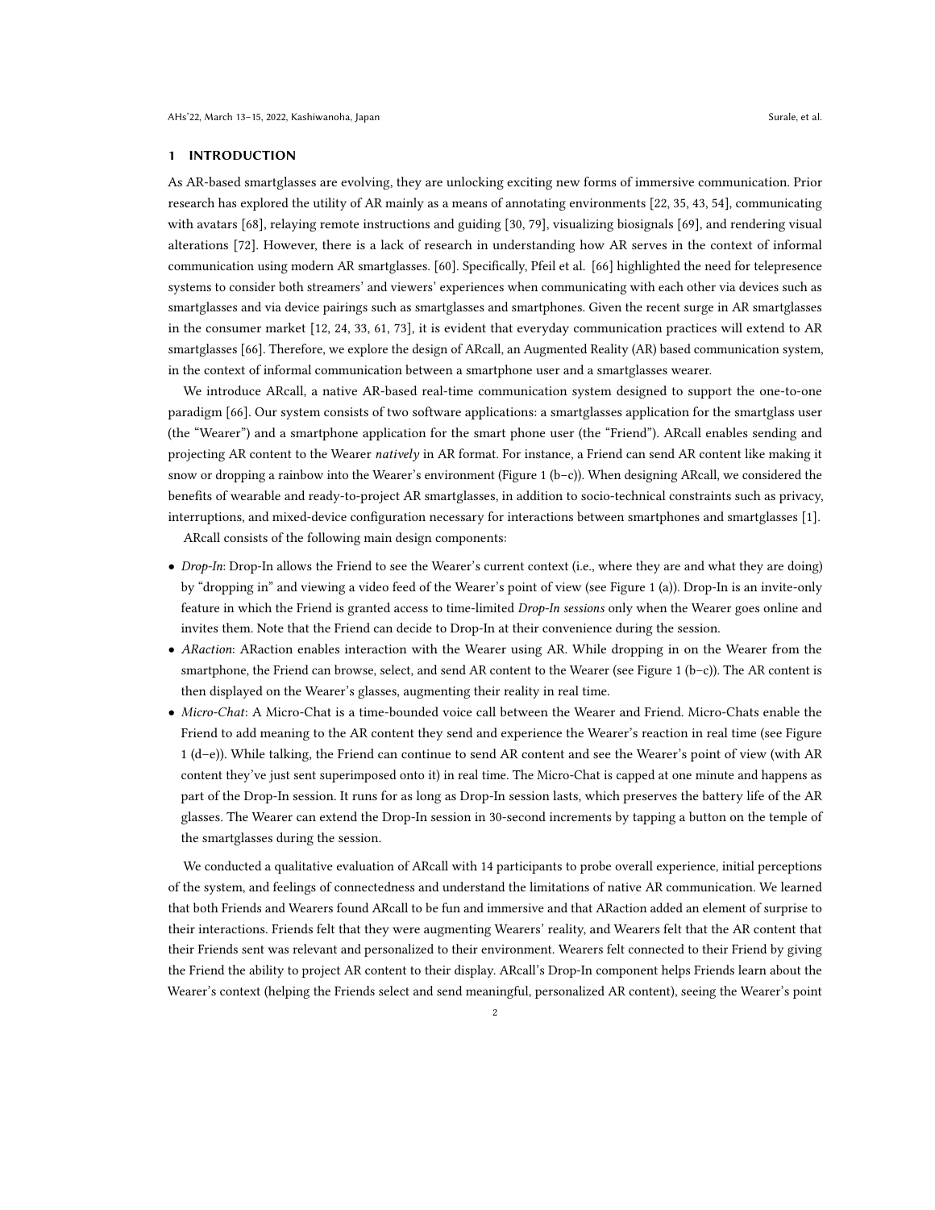## 1 INTRODUCTION

As AR-based smartglasses are evolving, they are unlocking exciting new forms of immersive communication. Prior research has explored the utility of AR mainly as a means of annotating environments [22, 35, 43, 54], communicating with avatars [68], relaying remote instructions and guiding [30, 79], visualizing biosignals [69], and rendering visual alterations [72]. However, there is a lack of research in understanding how AR serves in the context of informal communication using modern AR smartglasses. [60]. Specifically, Pfeil et al. [66] highlighted the need for telepresence systems to consider both streamers' and viewers' experiences when communicating with each other via devices such as smartglasses and via device pairings such as smartglasses and smartphones. Given the recent surge in AR smartglasses in the consumer market [12, 24, 33, 61, 73], it is evident that everyday communication practices will extend to AR smartglasses [66]. Therefore, we explore the design of ARcall, an Augmented Reality (AR) based communication system, in the context of informal communication between a smartphone user and a smartglasses wearer.

We introduce ARcall, a native AR-based real-time communication system designed to support the one-to-one paradigm [66]. Our system consists of two software applications: a smartglasses application for the smartglass user (the "Wearer") and a smartphone application for the smart phone user (the "Friend"). ARcall enables sending and projecting AR content to the Wearer *natively* in AR format. For instance, a Friend can send AR content like making it snow or dropping a rainbow into the Wearer's environment (Figure 1 (b–c)). When designing ARcall, we considered the benefits of wearable and ready-to-project AR smartglasses, in addition to socio-technical constraints such as privacy, interruptions, and mixed-device configuration necessary for interactions between smartphones and smartglasses [1].

ARcall consists of the following main design components:

- *Drop-In*: Drop-In allows the Friend to see the Wearer's current context (i.e., where they are and what they are doing) by "dropping in" and viewing a video feed of the Wearer's point of view (see Figure 1 (a)). Drop-In is an invite-only feature in which the Friend is granted access to time-limited *Drop-In sessions* only when the Wearer goes online and invites them. Note that the Friend can decide to Drop-In at their convenience during the session.
- *ARaction*: ARaction enables interaction with the Wearer using AR. While dropping in on the Wearer from the smartphone, the Friend can browse, select, and send AR content to the Wearer (see Figure 1 (b–c)). The AR content is then displayed on the Wearer's glasses, augmenting their reality in real time.
- *Micro-Chat*: A Micro-Chat is a time-bounded voice call between the Wearer and Friend. Micro-Chats enable the Friend to add meaning to the AR content they send and experience the Wearer's reaction in real time (see Figure 1 (d–e)). While talking, the Friend can continue to send AR content and see the Wearer's point of view (with AR content they've just sent superimposed onto it) in real time. The Micro-Chat is capped at one minute and happens as part of the Drop-In session. It runs for as long as Drop-In session lasts, which preserves the battery life of the AR glasses. The Wearer can extend the Drop-In session in 30-second increments by tapping a button on the temple of the smartglasses during the session.

We conducted a qualitative evaluation of ARcall with 14 participants to probe overall experience, initial perceptions of the system, and feelings of connectedness and understand the limitations of native AR communication. We learned that both Friends and Wearers found ARcall to be fun and immersive and that ARaction added an element of surprise to their interactions. Friends felt that they were augmenting Wearers' reality, and Wearers felt that the AR content that their Friends sent was relevant and personalized to their environment. Wearers felt connected to their Friend by giving the Friend the ability to project AR content to their display. ARcall's Drop-In component helps Friends learn about the Wearer's context (helping the Friends select and send meaningful, personalized AR content), seeing the Wearer's point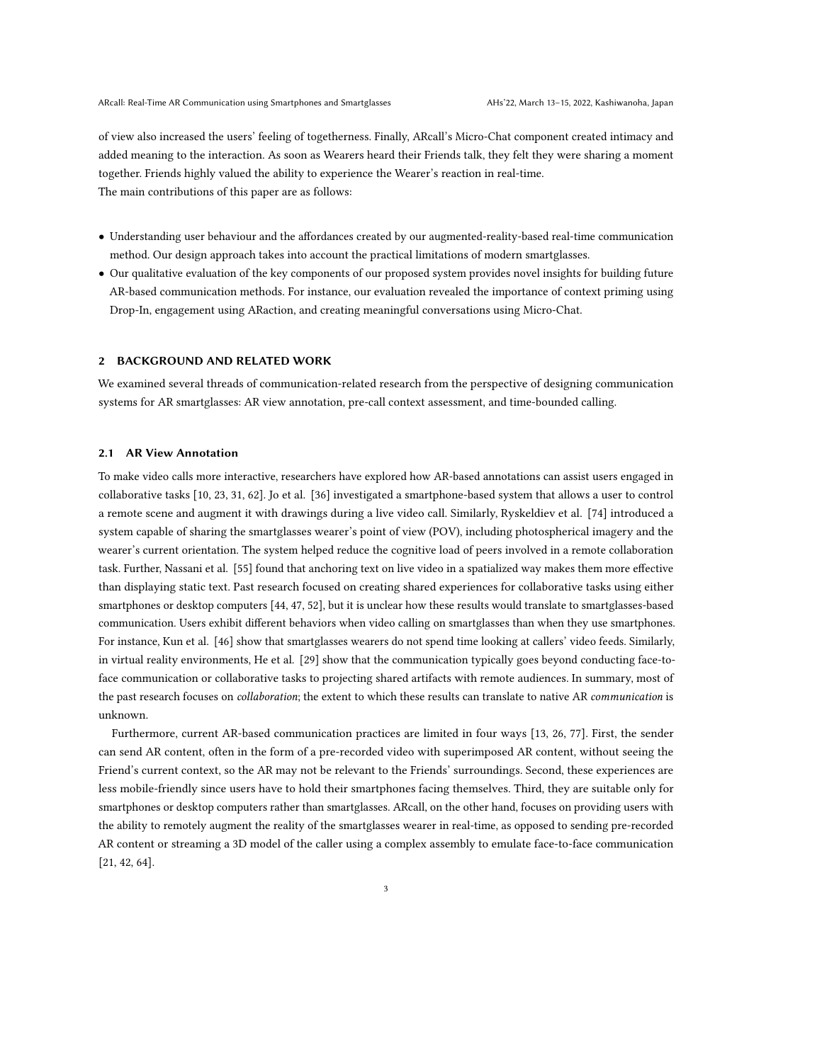of view also increased the users' feeling of togetherness. Finally, ARcall's Micro-Chat component created intimacy and added meaning to the interaction. As soon as Wearers heard their Friends talk, they felt they were sharing a moment together. Friends highly valued the ability to experience the Wearer's reaction in real-time.

The main contributions of this paper are as follows:

- Understanding user behaviour and the affordances created by our augmented-reality-based real-time communication method. Our design approach takes into account the practical limitations of modern smartglasses.
- Our qualitative evaluation of the key components of our proposed system provides novel insights for building future AR-based communication methods. For instance, our evaluation revealed the importance of context priming using Drop-In, engagement using ARaction, and creating meaningful conversations using Micro-Chat.

## 2 BACKGROUND AND RELATED WORK

We examined several threads of communication-related research from the perspective of designing communication systems for AR smartglasses: AR view annotation, pre-call context assessment, and time-bounded calling.

### 2.1 AR View Annotation

To make video calls more interactive, researchers have explored how AR-based annotations can assist users engaged in collaborative tasks [10, 23, 31, 62]. Jo et al. [36] investigated a smartphone-based system that allows a user to control a remote scene and augment it with drawings during a live video call. Similarly, Ryskeldiev et al. [74] introduced a system capable of sharing the smartglasses wearer's point of view (POV), including photospherical imagery and the wearer's current orientation. The system helped reduce the cognitive load of peers involved in a remote collaboration task. Further, Nassani et al. [55] found that anchoring text on live video in a spatialized way makes them more effective than displaying static text. Past research focused on creating shared experiences for collaborative tasks using either smartphones or desktop computers [44, 47, 52], but it is unclear how these results would translate to smartglasses-based communication. Users exhibit different behaviors when video calling on smartglasses than when they use smartphones. For instance, Kun et al. [46] show that smartglasses wearers do not spend time looking at callers' video feeds. Similarly, in virtual reality environments, He et al. [29] show that the communication typically goes beyond conducting face-to-face communication or collaborative tasks to projecting shared artifacts with remote audiences. In summary, most of the past research focuses on *collaboration*; the extent to which these results can translate to native AR *communication* is unknown.

Furthermore, current AR-based communication practices are limited in four ways [13, 26, 77]. First, the sender can send AR content, often in the form of a pre-recorded video with superimposed AR content, without seeing the Friend's current context, so the AR may not be relevant to the Friends' surroundings. Second, these experiences are less mobile-friendly since users have to hold their smartphones facing themselves. Third, they are suitable only for smartphones or desktop computers rather than smartglasses. ARcall, on the other hand, focuses on providing users with the ability to remotely augment the reality of the smartglasses wearer in real-time, as opposed to sending pre-recorded AR content or streaming a 3D model of the caller using a complex assembly to emulate face-to-face communication [21, 42, 64].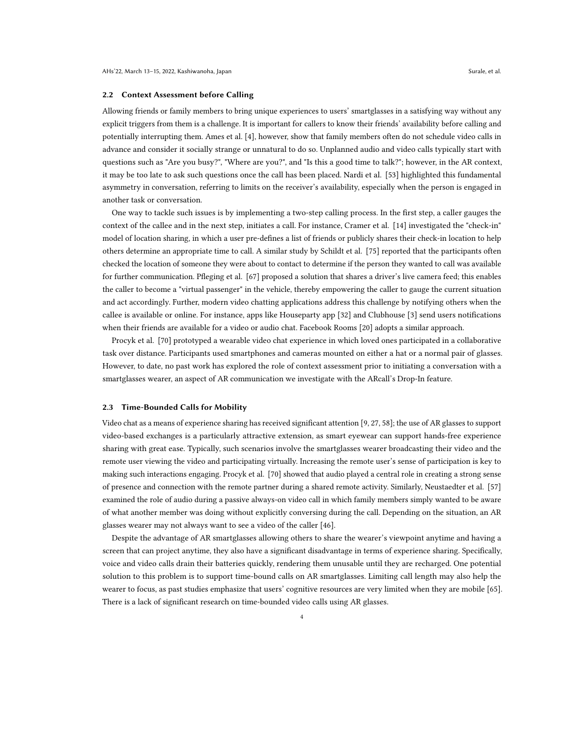### 2.2 Context Assessment before Calling

Allowing friends or family members to bring unique experiences to users' smartglasses in a satisfying way without any explicit triggers from them is a challenge. It is important for callers to know their friends' availability before calling and potentially interrupting them. Ames et al. [4], however, show that family members often do not schedule video calls in advance and consider it socially strange or unnatural to do so. Unplanned audio and video calls typically start with questions such as "Are you busy?", "Where are you?", and "Is this a good time to talk?"; however, in the AR context, it may be too late to ask such questions once the call has been placed. Nardi et al. [53] highlighted this fundamental asymmetry in conversation, referring to limits on the receiver's availability, especially when the person is engaged in another task or conversation.

One way to tackle such issues is by implementing a two-step calling process. In the first step, a caller gauges the context of the callee and in the next step, initiates a call. For instance, Cramer et al. [14] investigated the "check-in" model of location sharing, in which a user pre-defines a list of friends or publicly shares their check-in location to help others determine an appropriate time to call. A similar study by Schildt et al. [75] reported that the participants often checked the location of someone they were about to contact to determine if the person they wanted to call was available for further communication. Pfleging et al. [67] proposed a solution that shares a driver's live camera feed; this enables the caller to become a "virtual passenger" in the vehicle, thereby empowering the caller to gauge the current situation and act accordingly. Further, modern video chatting applications address this challenge by notifying others when the callee is available or online. For instance, apps like Houseparty app [32] and Clubhouse [3] send users notifications when their friends are available for a video or audio chat. Facebook Rooms [20] adopts a similar approach.

Procyk et al. [70] prototyped a wearable video chat experience in which loved ones participated in a collaborative task over distance. Participants used smartphones and cameras mounted on either a hat or a normal pair of glasses. However, to date, no past work has explored the role of context assessment prior to initiating a conversation with a smartglasses wearer, an aspect of AR communication we investigate with the ARcall's Drop-In feature.

### 2.3 Time-Bounded Calls for Mobility

Video chat as a means of experience sharing has received significant attention [9, 27, 58]; the use of AR glasses to support video-based exchanges is a particularly attractive extension, as smart eyewear can support hands-free experience sharing with great ease. Typically, such scenarios involve the smartglasses wearer broadcasting their video and the remote user viewing the video and participating virtually. Increasing the remote user's sense of participation is key to making such interactions engaging. Procyk et al. [70] showed that audio played a central role in creating a strong sense of presence and connection with the remote partner during a shared remote activity. Similarly, Neustaedter et al. [57] examined the role of audio during a passive always-on video call in which family members simply wanted to be aware of what another member was doing without explicitly conversing during the call. Depending on the situation, an AR glasses wearer may not always want to see a video of the caller [46].

Despite the advantage of AR smartglasses allowing others to share the wearer's viewpoint anytime and having a screen that can project anytime, they also have a significant disadvantage in terms of experience sharing. Specifically, voice and video calls drain their batteries quickly, rendering them unusable until they are recharged. One potential solution to this problem is to support time-bound calls on AR smartglasses. Limiting call length may also help the wearer to focus, as past studies emphasize that users' cognitive resources are very limited when they are mobile [65]. There is a lack of significant research on time-bounded video calls using AR glasses.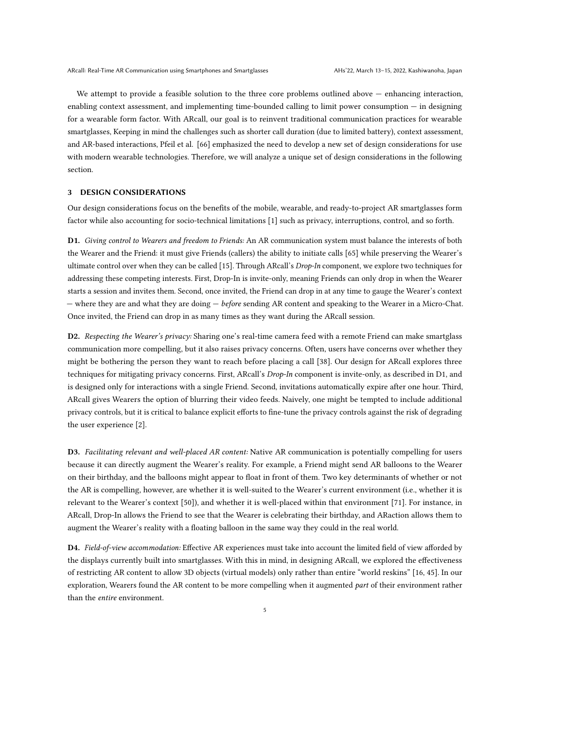We attempt to provide a feasible solution to the three core problems outlined above — enhancing interaction, enabling context assessment, and implementing time-bounded calling to limit power consumption — in designing for a wearable form factor. With ARcall, our goal is to reinvent traditional communication practices for wearable smartglasses, Keeping in mind the challenges such as shorter call duration (due to limited battery), context assessment, and AR-based interactions, Pfeil et al. [66] emphasized the need to develop a new set of design considerations for use with modern wearable technologies. Therefore, we will analyze a unique set of design considerations in the following section.

## 3 DESIGN CONSIDERATIONS

Our design considerations focus on the benefits of the mobile, wearable, and ready-to-project AR smartglasses form factor while also accounting for socio-technical limitations [1] such as privacy, interruptions, control, and so forth.

**D1.** *Giving control to Wearers and freedom to Friends:* An AR communication system must balance the interests of both the Wearer and the Friend: it must give Friends (callers) the ability to initiate calls [65] while preserving the Wearer's ultimate control over when they can be called [15]. Through ARcall's *Drop-In* component, we explore two techniques for addressing these competing interests. First, Drop-In is invite-only, meaning Friends can only drop in when the Wearer starts a session and invites them. Second, once invited, the Friend can drop in at any time to gauge the Wearer's context — where they are and what they are doing — *before* sending AR content and speaking to the Wearer in a Micro-Chat. Once invited, the Friend can drop in as many times as they want during the ARcall session.

**D2.** *Respecting the Wearer's privacy:* Sharing one's real-time camera feed with a remote Friend can make smartglass communication more compelling, but it also raises privacy concerns. Often, users have concerns over whether they might be bothering the person they want to reach before placing a call [38]. Our design for ARcall explores three techniques for mitigating privacy concerns. First, ARcall's *Drop-In* component is invite-only, as described in D1, and is designed only for interactions with a single Friend. Second, invitations automatically expire after one hour. Third, ARcall gives Wearers the option of blurring their video feeds. Naively, one might be tempted to include additional privacy controls, but it is critical to balance explicit efforts to fine-tune the privacy controls against the risk of degrading the user experience [2].

**D3.** *Facilitating relevant and well-placed AR content:* Native AR communication is potentially compelling for users because it can directly augment the Wearer's reality. For example, a Friend might send AR balloons to the Wearer on their birthday, and the balloons might appear to float in front of them. Two key determinants of whether or not the AR is compelling, however, are whether it is well-suited to the Wearer's current environment (i.e., whether it is relevant to the Wearer's context [50]), and whether it is well-placed within that environment [71]. For instance, in ARcall, Drop-In allows the Friend to see that the Wearer is celebrating their birthday, and ARaction allows them to augment the Wearer's reality with a floating balloon in the same way they could in the real world.

**D4.** *Field-of-view accommodation:* Effective AR experiences must take into account the limited field of view afforded by the displays currently built into smartglasses. With this in mind, in designing ARcall, we explored the effectiveness of restricting AR content to allow 3D objects (virtual models) only rather than entire "world reskins" [16, 45]. In our exploration, Wearers found the AR content to be more compelling when it augmented *part* of their environment rather than the *entire* environment.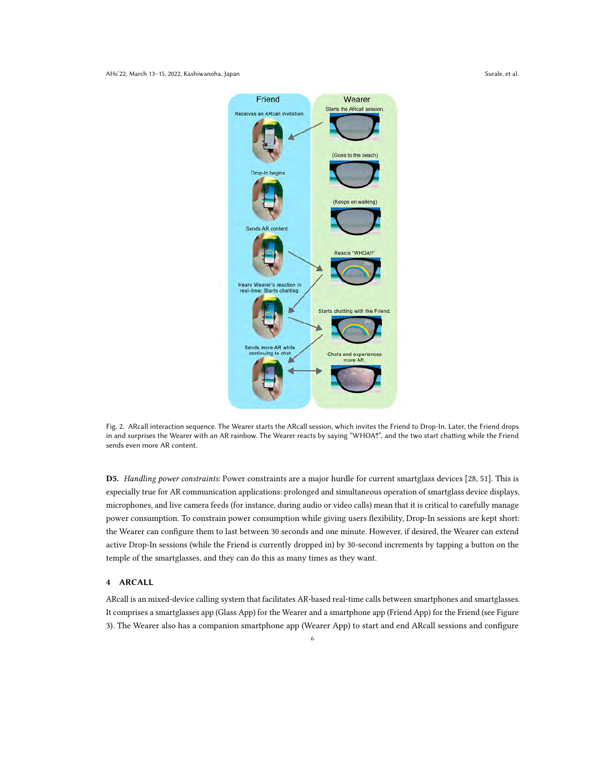Fig. 2. ARcall interaction sequence. The Wearer starts the ARcall session, which invites the Friend to Drop-In. Later, the Friend drops in and surprises the Wearer with an AR rainbow. The Wearer reacts by saying "WHOA‼", and the two start chatting while the Friend sends even more AR content.

**D5.** *Handling power constraints:* Power constraints are a major hurdle for current smartglass devices [28, 51]. This is especially true for AR communication applications: prolonged and simultaneous operation of smartglass device displays, microphones, and live camera feeds (for instance, during audio or video calls) mean that it is critical to carefully manage power consumption. To constrain power consumption while giving users flexibility, Drop-In sessions are kept short: the Wearer can configure them to last between 30 seconds and one minute. However, if desired, the Wearer can extend active Drop-In sessions (while the Friend is currently dropped in) by 30-second increments by tapping a button on the temple of the smartglasses, and they can do this as many times as they want.

## 4 ARCALL

ARcall is an mixed-device calling system that facilitates AR-based real-time calls between smartphones and smartglasses. It comprises a smartglasses app (Glass App) for the Wearer and a smartphone app (Friend App) for the Friend (see Figure 3). The Wearer also has a companion smartphone app (Wearer App) to start and end ARcall sessions and configure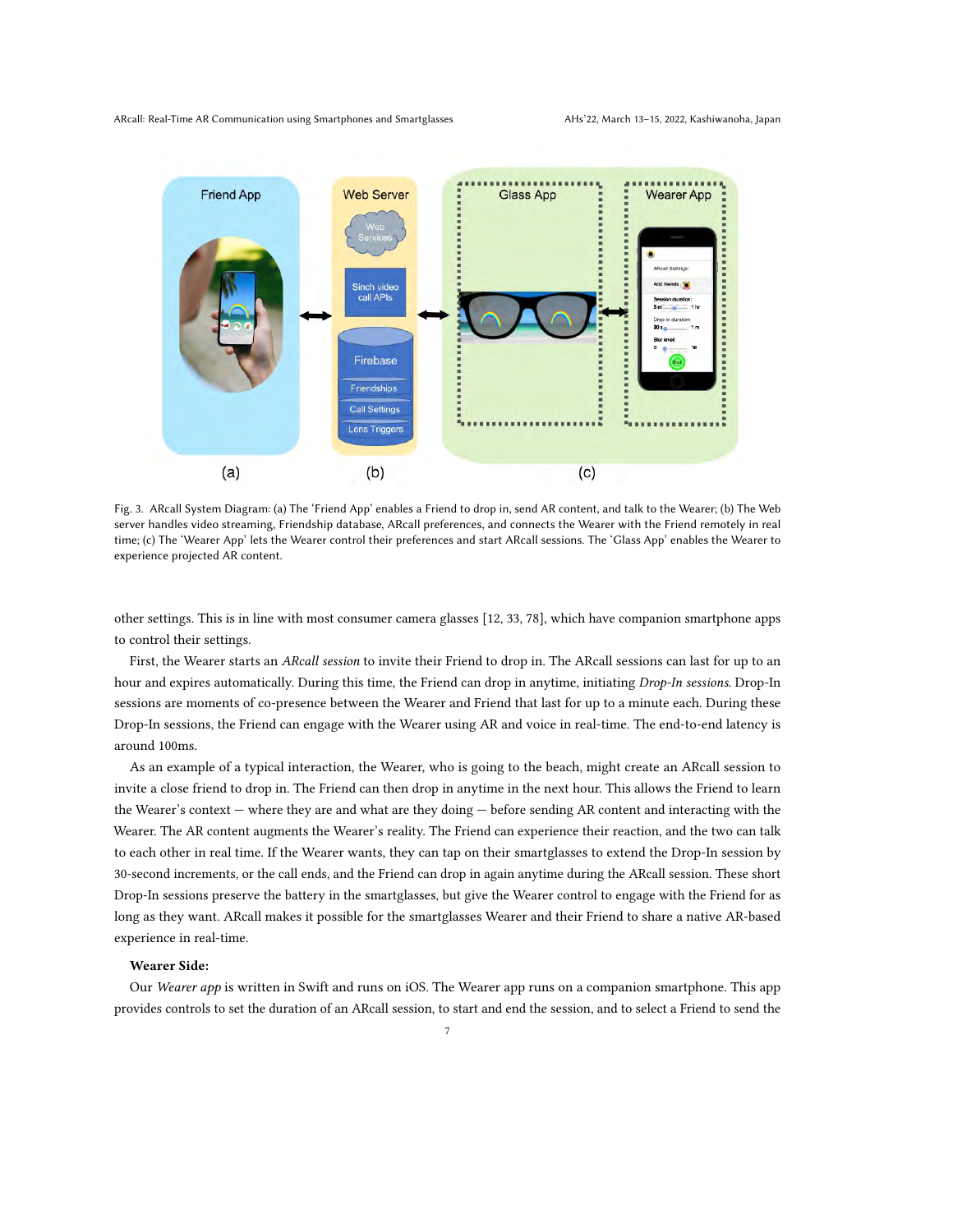Fig. 3. ARcall System Diagram: (a) The 'Friend App' enables a Friend to drop in, send AR content, and talk to the Wearer; (b) The Web server handles video streaming, Friendship database, ARcall preferences, and connects the Wearer with the Friend remotely in real time; (c) The 'Wearer App' lets the Wearer control their preferences and start ARcall sessions. The 'Glass App' enables the Wearer to experience projected AR content.

other settings. This is in line with most consumer camera glasses [12, 33, 78], which have companion smartphone apps to control their settings.

First, the Wearer starts an *ARcall session* to invite their Friend to drop in. The ARcall sessions can last for up to an hour and expires automatically. During this time, the Friend can drop in anytime, initiating *Drop-In sessions*. Drop-In sessions are moments of co-presence between the Wearer and Friend that last for up to a minute each. During these Drop-In sessions, the Friend can engage with the Wearer using AR and voice in real-time. The end-to-end latency is around 100ms.

As an example of a typical interaction, the Wearer, who is going to the beach, might create an ARcall session to invite a close friend to drop in. The Friend can then drop in anytime in the next hour. This allows the Friend to learn the Wearer's context — where they are and what are they doing — before sending AR content and interacting with the Wearer. The AR content augments the Wearer's reality. The Friend can experience their reaction, and the two can talk to each other in real time. If the Wearer wants, they can tap on their smartglasses to extend the Drop-In session by 30-second increments, or the call ends, and the Friend can drop in again anytime during the ARcall session. These short Drop-In sessions preserve the battery in the smartglasses, but give the Wearer control to engage with the Friend for as long as they want. ARcall makes it possible for the smartglasses Wearer and their Friend to share a native AR-based experience in real-time.

**Wearer Side:**

Our *Wearer app* is written in Swift and runs on iOS. The Wearer app runs on a companion smartphone. This app provides controls to set the duration of an ARcall session, to start and end the session, and to select a Friend to send the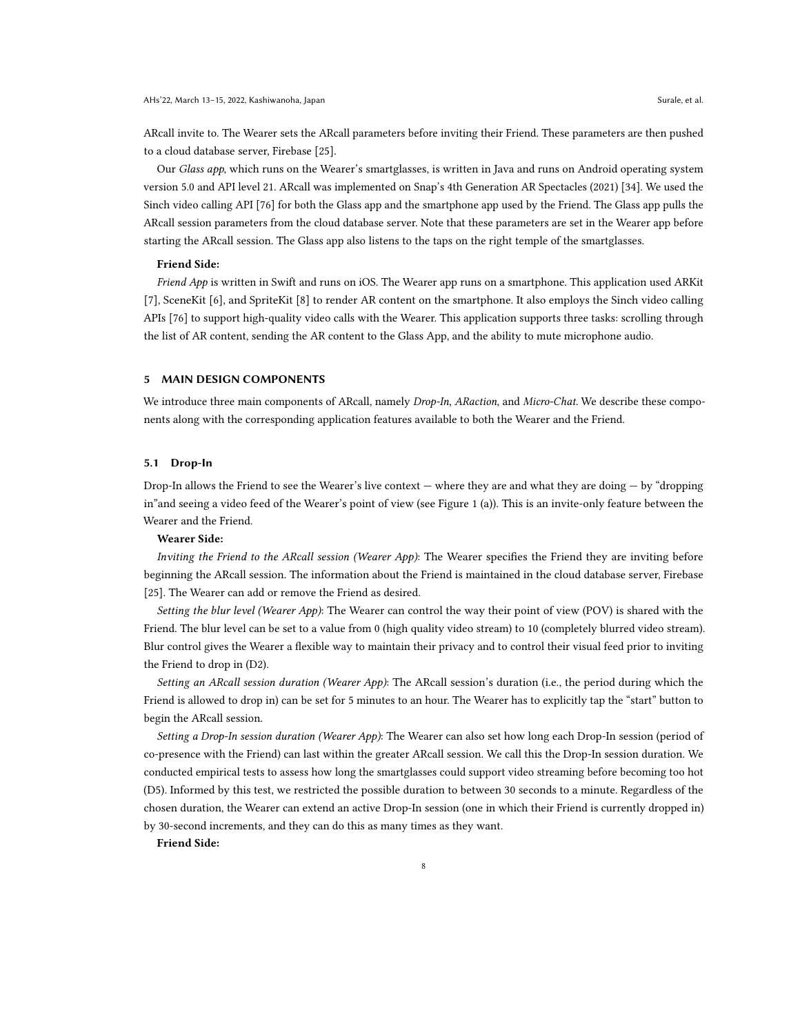ARcall invite to. The Wearer sets the ARcall parameters before inviting their Friend. These parameters are then pushed to a cloud database server, Firebase [25].

Our *Glass app*, which runs on the Wearer's smartglasses, is written in Java and runs on Android operating system version 5.0 and API level 21. ARcall was implemented on Snap's 4th Generation AR Spectacles (2021) [34]. We used the Sinch video calling API [76] for both the Glass app and the smartphone app used by the Friend. The Glass app pulls the ARcall session parameters from the cloud database server. Note that these parameters are set in the Wearer app before starting the ARcall session. The Glass app also listens to the taps on the right temple of the smartglasses.

**Friend Side:**

*Friend App* is written in Swift and runs on iOS. The Wearer app runs on a smartphone. This application used ARKit [7], SceneKit [6], and SpriteKit [8] to render AR content on the smartphone. It also employs the Sinch video calling APIs [76] to support high-quality video calls with the Wearer. This application supports three tasks: scrolling through the list of AR content, sending the AR content to the Glass App, and the ability to mute microphone audio.

## 5 MAIN DESIGN COMPONENTS

We introduce three main components of ARcall, namely *Drop-In*, *ARaction*, and *Micro-Chat*. We describe these components along with the corresponding application features available to both the Wearer and the Friend.

### 5.1 Drop-In

Drop-In allows the Friend to see the Wearer's live context — where they are and what they are doing — by "dropping in"and seeing a video feed of the Wearer's point of view (see Figure 1 (a)). This is an invite-only feature between the Wearer and the Friend.

**Wearer Side:**

*Inviting the Friend to the ARcall session (Wearer App)*: The Wearer specifies the Friend they are inviting before beginning the ARcall session. The information about the Friend is maintained in the cloud database server, Firebase [25]. The Wearer can add or remove the Friend as desired.

*Setting the blur level (Wearer App)*: The Wearer can control the way their point of view (POV) is shared with the Friend. The blur level can be set to a value from 0 (high quality video stream) to 10 (completely blurred video stream). Blur control gives the Wearer a flexible way to maintain their privacy and to control their visual feed prior to inviting the Friend to drop in (D2).

*Setting an ARcall session duration (Wearer App)*: The ARcall session's duration (i.e., the period during which the Friend is allowed to drop in) can be set for 5 minutes to an hour. The Wearer has to explicitly tap the "start" button to begin the ARcall session.

*Setting a Drop-In session duration (Wearer App)*: The Wearer can also set how long each Drop-In session (period of co-presence with the Friend) can last within the greater ARcall session. We call this the Drop-In session duration. We conducted empirical tests to assess how long the smartglasses could support video streaming before becoming too hot (D5). Informed by this test, we restricted the possible duration to between 30 seconds to a minute. Regardless of the chosen duration, the Wearer can extend an active Drop-In session (one in which their Friend is currently dropped in) by 30-second increments, and they can do this as many times as they want.

**Friend Side:**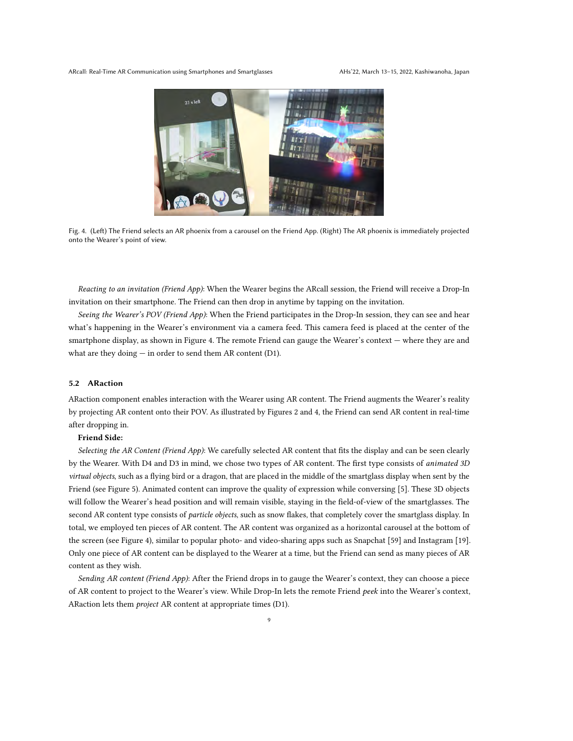Fig. 4. (Left) The Friend selects an AR phoenix from a carousel on the Friend App. (Right) The AR phoenix is immediately projected onto the Wearer's point of view.

*Reacting to an invitation (Friend App)*: When the Wearer begins the ARcall session, the Friend will receive a Drop-In invitation on their smartphone. The Friend can then drop in anytime by tapping on the invitation.

*Seeing the Wearer's POV (Friend App)*: When the Friend participates in the Drop-In session, they can see and hear what's happening in the Wearer's environment via a camera feed. This camera feed is placed at the center of the smartphone display, as shown in Figure 4. The remote Friend can gauge the Wearer's context — where they are and what are they doing — in order to send them AR content (D1).

### 5.2 ARaction

ARaction component enables interaction with the Wearer using AR content. The Friend augments the Wearer's reality by projecting AR content onto their POV. As illustrated by Figures 2 and 4, the Friend can send AR content in real-time after dropping in.

**Friend Side:**

*Selecting the AR Content (Friend App)*: We carefully selected AR content that fits the display and can be seen clearly by the Wearer. With D4 and D3 in mind, we chose two types of AR content. The first type consists of *animated 3D virtual objects*, such as a flying bird or a dragon, that are placed in the middle of the smartglass display when sent by the Friend (see Figure 5). Animated content can improve the quality of expression while conversing [5]. These 3D objects will follow the Wearer's head position and will remain visible, staying in the field-of-view of the smartglasses. The second AR content type consists of *particle objects*, such as snow flakes, that completely cover the smartglass display. In total, we employed ten pieces of AR content. The AR content was organized as a horizontal carousel at the bottom of the screen (see Figure 4), similar to popular photo- and video-sharing apps such as Snapchat [59] and Instagram [19]. Only one piece of AR content can be displayed to the Wearer at a time, but the Friend can send as many pieces of AR content as they wish.

*Sending AR content (Friend App)*: After the Friend drops in to gauge the Wearer's context, they can choose a piece of AR content to project to the Wearer's view. While Drop-In lets the remote Friend *peek* into the Wearer's context, ARaction lets them *project* AR content at appropriate times (D1).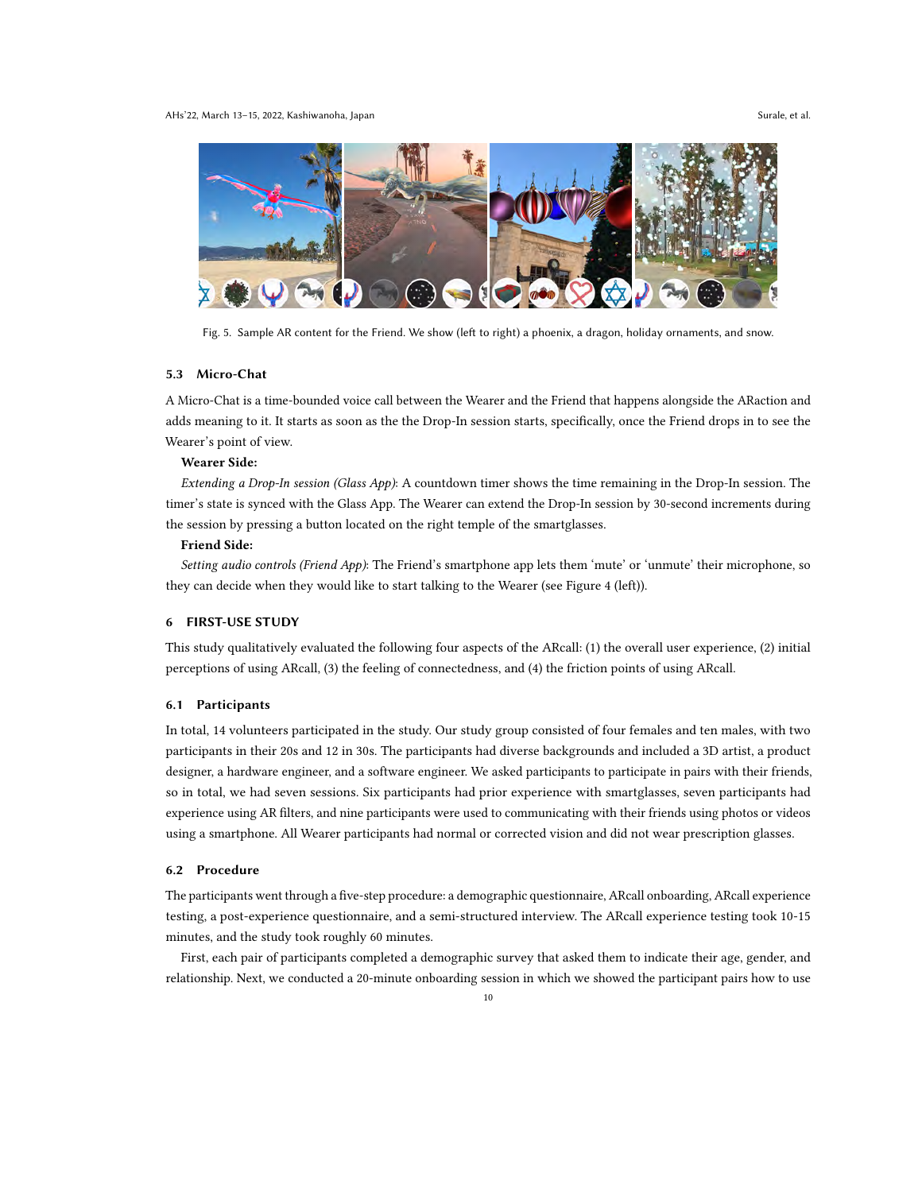Fig. 5. Sample AR content for the Friend. We show (left to right) a phoenix, a dragon, holiday ornaments, and snow.

### 5.3 Micro-Chat

A Micro-Chat is a time-bounded voice call between the Wearer and the Friend that happens alongside the ARaction and adds meaning to it. It starts as soon as the the Drop-In session starts, specifically, once the Friend drops in to see the Wearer's point of view.

**Wearer Side:**

*Extending a Drop-In session (Glass App)*: A countdown timer shows the time remaining in the Drop-In session. The timer's state is synced with the Glass App. The Wearer can extend the Drop-In session by 30-second increments during the session by pressing a button located on the right temple of the smartglasses.

**Friend Side:**

*Setting audio controls (Friend App)*: The Friend's smartphone app lets them 'mute' or 'unmute' their microphone, so they can decide when they would like to start talking to the Wearer (see Figure 4 (left)).

## 6 FIRST-USE STUDY

This study qualitatively evaluated the following four aspects of the ARcall: (1) the overall user experience, (2) initial perceptions of using ARcall, (3) the feeling of connectedness, and (4) the friction points of using ARcall.

### 6.1 Participants

In total, 14 volunteers participated in the study. Our study group consisted of four females and ten males, with two participants in their 20s and 12 in 30s. The participants had diverse backgrounds and included a 3D artist, a product designer, a hardware engineer, and a software engineer. We asked participants to participate in pairs with their friends, so in total, we had seven sessions. Six participants had prior experience with smartglasses, seven participants had experience using AR filters, and nine participants were used to communicating with their friends using photos or videos using a smartphone. All Wearer participants had normal or corrected vision and did not wear prescription glasses.

### 6.2 Procedure

The participants went through a five-step procedure: a demographic questionnaire, ARcall onboarding, ARcall experience testing, a post-experience questionnaire, and a semi-structured interview. The ARcall experience testing took 10-15 minutes, and the study took roughly 60 minutes.

First, each pair of participants completed a demographic survey that asked them to indicate their age, gender, and relationship. Next, we conducted a 20-minute onboarding session in which we showed the participant pairs how to use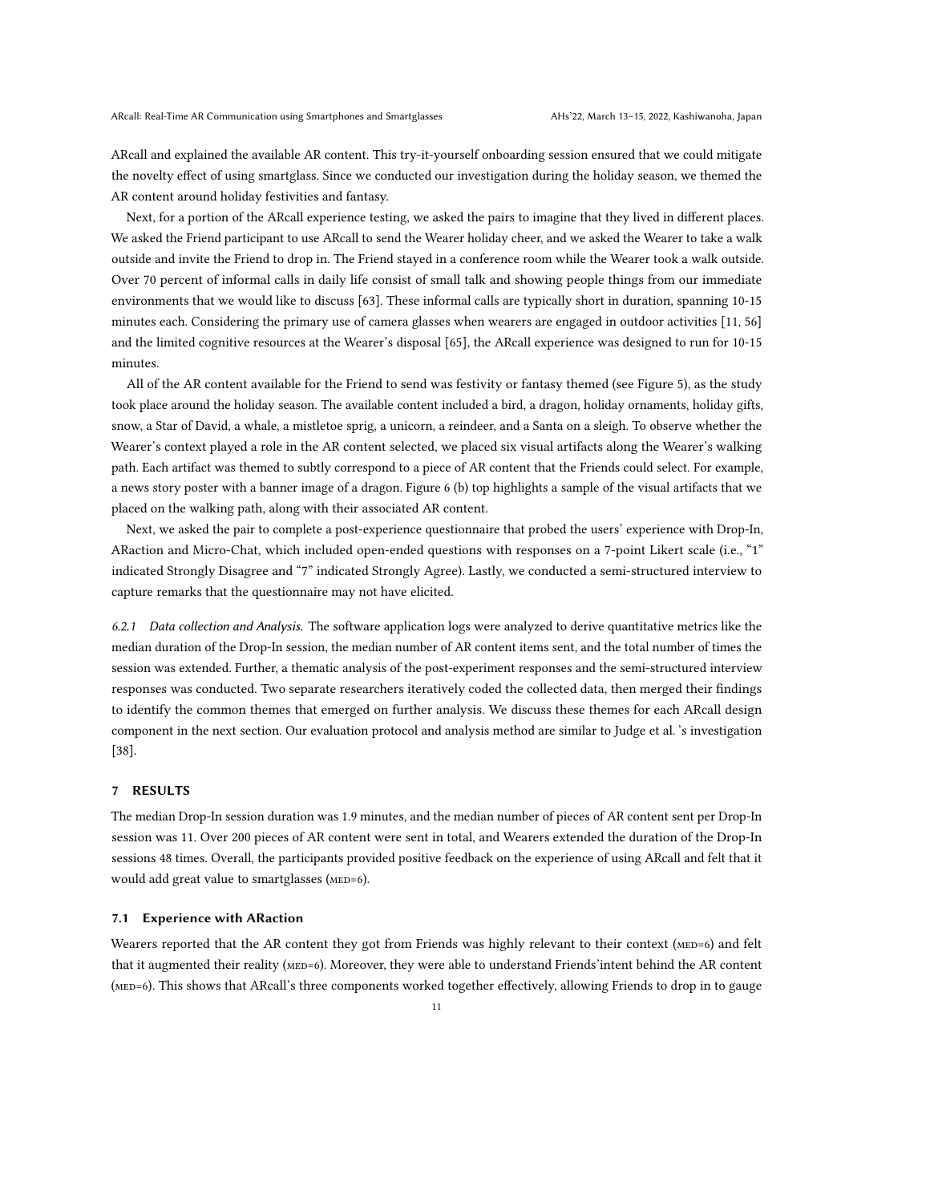ARcall and explained the available AR content. This try-it-yourself onboarding session ensured that we could mitigate the novelty effect of using smartglass. Since we conducted our investigation during the holiday season, we themed the AR content around holiday festivities and fantasy.

Next, for a portion of the ARcall experience testing, we asked the pairs to imagine that they lived in different places. We asked the Friend participant to use ARcall to send the Wearer holiday cheer, and we asked the Wearer to take a walk outside and invite the Friend to drop in. The Friend stayed in a conference room while the Wearer took a walk outside. Over 70 percent of informal calls in daily life consist of small talk and showing people things from our immediate environments that we would like to discuss [63]. These informal calls are typically short in duration, spanning 10-15 minutes each. Considering the primary use of camera glasses when wearers are engaged in outdoor activities [11, 56] and the limited cognitive resources at the Wearer's disposal [65], the ARcall experience was designed to run for 10-15 minutes.

All of the AR content available for the Friend to send was festivity or fantasy themed (see Figure 5), as the study took place around the holiday season. The available content included a bird, a dragon, holiday ornaments, holiday gifts, snow, a Star of David, a whale, a mistletoe sprig, a unicorn, a reindeer, and a Santa on a sleigh. To observe whether the Wearer's context played a role in the AR content selected, we placed six visual artifacts along the Wearer's walking path. Each artifact was themed to subtly correspond to a piece of AR content that the Friends could select. For example, a news story poster with a banner image of a dragon. Figure 6 (b) top highlights a sample of the visual artifacts that we placed on the walking path, along with their associated AR content.

Next, we asked the pair to complete a post-experience questionnaire that probed the users' experience with Drop-In, ARaction and Micro-Chat, which included open-ended questions with responses on a 7-point Likert scale (i.e., "1" indicated Strongly Disagree and "7" indicated Strongly Agree). Lastly, we conducted a semi-structured interview to capture remarks that the questionnaire may not have elicited.

#### 6.2.1 *Data collection and Analysis.*

The software application logs were analyzed to derive quantitative metrics like the median duration of the Drop-In session, the median number of AR content items sent, and the total number of times the session was extended. Further, a thematic analysis of the post-experiment responses and the semi-structured interview responses was conducted. Two separate researchers iteratively coded the collected data, then merged their findings to identify the common themes that emerged on further analysis. We discuss these themes for each ARcall design component in the next section. Our evaluation protocol and analysis method are similar to Judge et al. 's investigation [38].

## 7 RESULTS

The median Drop-In session duration was 1.9 minutes, and the median number of pieces of AR content sent per Drop-In session was 11. Over 200 pieces of AR content were sent in total, and Wearers extended the duration of the Drop-In sessions 48 times. Overall, the participants provided positive feedback on the experience of using ARcall and felt that it would add great value to smartglasses (MED=6).

### 7.1 Experience with ARaction

Wearers reported that the AR content they got from Friends was highly relevant to their context (MED=6) and felt that it augmented their reality (MED=6). Moreover, they were able to understand Friends'intent behind the AR content (MED=6). This shows that ARcall's three components worked together effectively, allowing Friends to drop in to gauge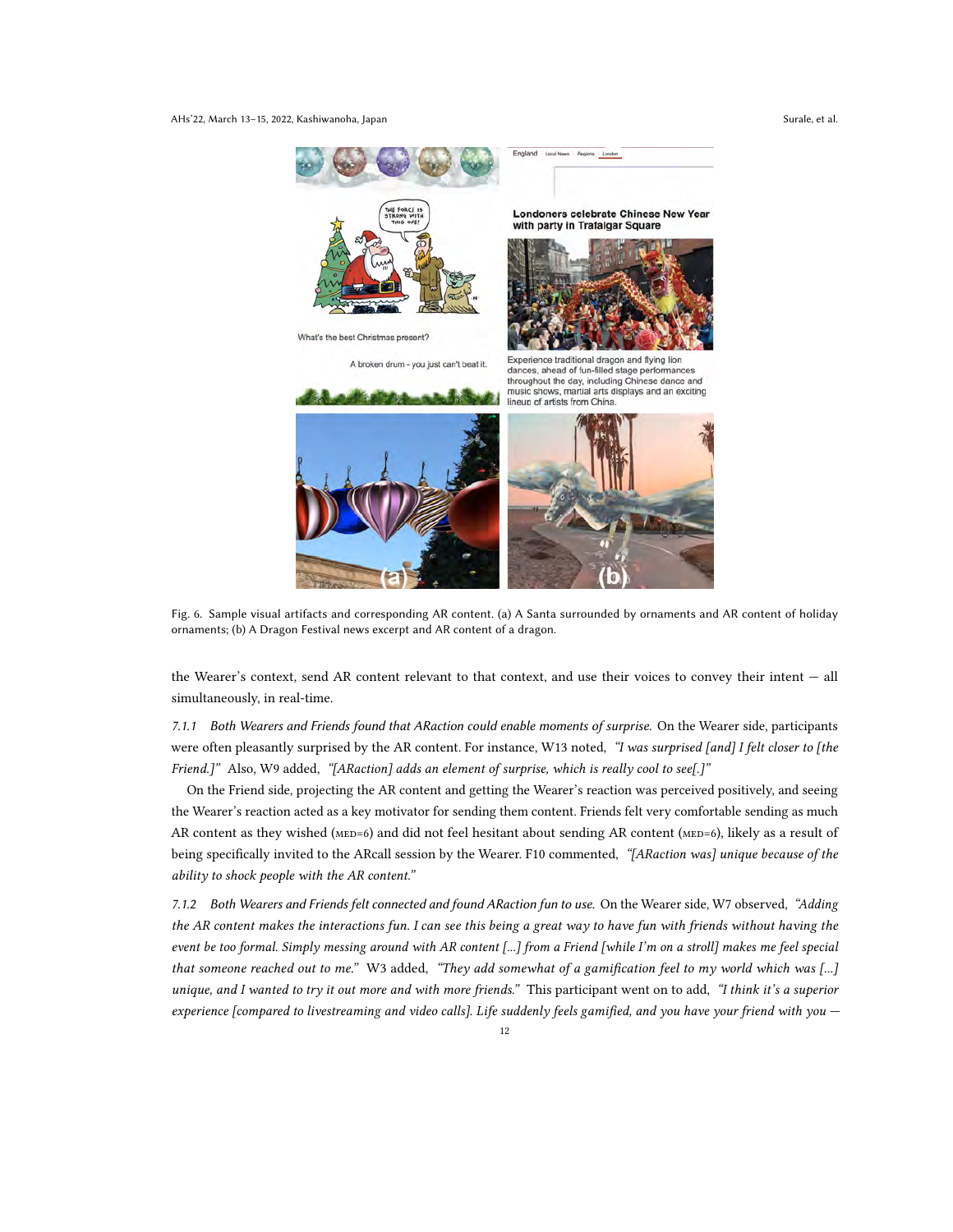Fig. 6. Sample visual artifacts and corresponding AR content. (a) A Santa surrounded by ornaments and AR content of holiday ornaments; (b) A Dragon Festival news excerpt and AR content of a dragon.

the Wearer's context, send AR content relevant to that context, and use their voices to convey their intent — all simultaneously, in real-time.

*7.1.1 Both Wearers and Friends found that ARaction could enable moments of surprise.* On the Wearer side, participants were often pleasantly surprised by the AR content. For instance, W13 noted, *"I was surprised [and] I felt closer to [the Friend.]"* Also, W9 added, *"[ARaction] adds an element of surprise, which is really cool to see[.]"*

On the Friend side, projecting the AR content and getting the Wearer's reaction was perceived positively, and seeing the Wearer's reaction acted as a key motivator for sending them content. Friends felt very comfortable sending as much AR content as they wished (MED=6) and did not feel hesitant about sending AR content (MED=6), likely as a result of being specifically invited to the ARcall session by the Wearer. F10 commented, *"[ARaction was] unique because of the ability to shock people with the AR content."*

*7.1.2 Both Wearers and Friends felt connected and found ARaction fun to use.* On the Wearer side, W7 observed, *"Adding the AR content makes the interactions fun. I can see this being a great way to have fun with friends without having the event be too formal. Simply messing around with AR content [...] from a Friend [while I'm on a stroll] makes me feel special that someone reached out to me."* W3 added, *"They add somewhat of a gamification feel to my world which was [...] unique, and I wanted to try it out more and with more friends."* This participant went on to add, *"I think it's a superior experience [compared to livestreaming and video calls]. Life suddenly feels gamified, and you have your friend with you —*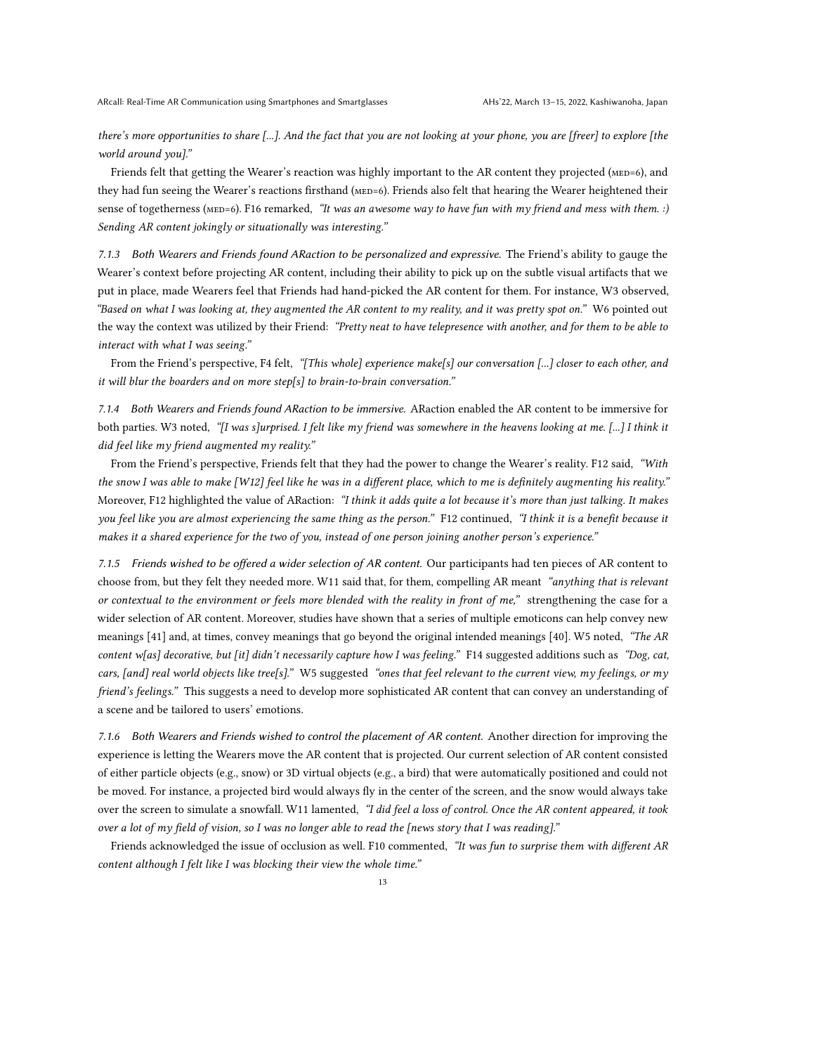*there's more opportunities to share [...]. And the fact that you are not looking at your phone, you are [freer] to explore [the world around you]."*

Friends felt that getting the Wearer's reaction was highly important to the AR content they projected (MED=6), and they had fun seeing the Wearer's reactions firsthand (MED=6). Friends also felt that hearing the Wearer heightened their sense of togetherness (MED=6). F16 remarked, *"It was an awesome way to have fun with my friend and mess with them. :) Sending AR content jokingly or situationally was interesting."*

*7.1.3 Both Wearers and Friends found ARaction to be personalized and expressive.* The Friend's ability to gauge the Wearer's context before projecting AR content, including their ability to pick up on the subtle visual artifacts that we put in place, made Wearers feel that Friends had hand-picked the AR content for them. For instance, W3 observed, *"Based on what I was looking at, they augmented the AR content to my reality, and it was pretty spot on."* W6 pointed out the way the context was utilized by their Friend: *"Pretty neat to have telepresence with another, and for them to be able to interact with what I was seeing."*

From the Friend's perspective, F4 felt, *"[This whole] experience make[s] our conversation [...] closer to each other, and it will blur the boarders and on more step[s] to brain-to-brain conversation."*

*7.1.4 Both Wearers and Friends found ARaction to be immersive.* ARaction enabled the AR content to be immersive for both parties. W3 noted, *"[I was s]urprised. I felt like my friend was somewhere in the heavens looking at me. [...] I think it did feel like my friend augmented my reality."*

From the Friend's perspective, Friends felt that they had the power to change the Wearer's reality. F12 said, *"With the snow I was able to make [W12] feel like he was in a different place, which to me is definitely augmenting his reality."* Moreover, F12 highlighted the value of ARaction: *"I think it adds quite a lot because it's more than just talking. It makes you feel like you are almost experiencing the same thing as the person."* F12 continued, *"I think it is a benefit because it makes it a shared experience for the two of you, instead of one person joining another person's experience."*

*7.1.5 Friends wished to be offered a wider selection of AR content.* Our participants had ten pieces of AR content to choose from, but they felt they needed more. W11 said that, for them, compelling AR meant *"anything that is relevant or contextual to the environment or feels more blended with the reality in front of me,"* strengthening the case for a wider selection of AR content. Moreover, studies have shown that a series of multiple emoticons can help convey new meanings [41] and, at times, convey meanings that go beyond the original intended meanings [40]. W5 noted, *"The AR content w[as] decorative, but [it] didn't necessarily capture how I was feeling."* F14 suggested additions such as *"Dog, cat, cars, [and] real world objects like tree[s]."* W5 suggested *"ones that feel relevant to the current view, my feelings, or my friend's feelings."* This suggests a need to develop more sophisticated AR content that can convey an understanding of a scene and be tailored to users' emotions.

*7.1.6 Both Wearers and Friends wished to control the placement of AR content.* Another direction for improving the experience is letting the Wearers move the AR content that is projected. Our current selection of AR content consisted of either particle objects (e.g., snow) or 3D virtual objects (e.g., a bird) that were automatically positioned and could not be moved. For instance, a projected bird would always fly in the center of the screen, and the snow would always take over the screen to simulate a snowfall. W11 lamented, *"I did feel a loss of control. Once the AR content appeared, it took over a lot of my field of vision, so I was no longer able to read the [news story that I was reading]."*

Friends acknowledged the issue of occlusion as well. F10 commented, *"It was fun to surprise them with different AR content although I felt like I was blocking their view the whole time."*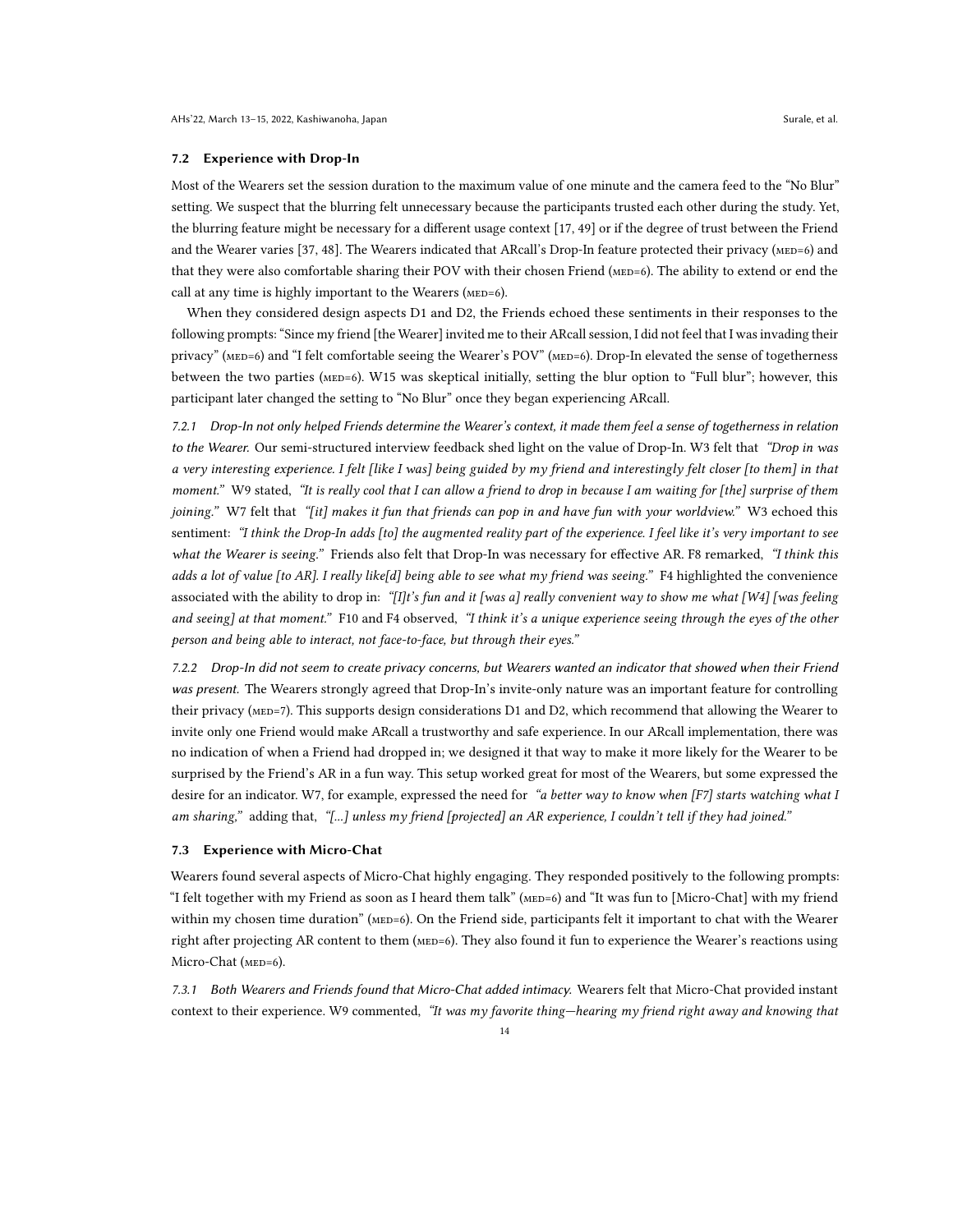### 7.2 Experience with Drop-In

Most of the Wearers set the session duration to the maximum value of one minute and the camera feed to the "No Blur" setting. We suspect that the blurring felt unnecessary because the participants trusted each other during the study. Yet, the blurring feature might be necessary for a different usage context [17, 49] or if the degree of trust between the Friend and the Wearer varies [37, 48]. The Wearers indicated that ARcall's Drop-In feature protected their privacy (MED=6) and that they were also comfortable sharing their POV with their chosen Friend (MED=6). The ability to extend or end the call at any time is highly important to the Wearers (MED=6).

When they considered design aspects D1 and D2, the Friends echoed these sentiments in their responses to the following prompts: "Since my friend [the Wearer] invited me to their ARcall session, I did not feel that I was invading their privacy" (MED=6) and "I felt comfortable seeing the Wearer's POV" (MED=6). Drop-In elevated the sense of togetherness between the two parties (MED=6). W15 was skeptical initially, setting the blur option to "Full blur"; however, this participant later changed the setting to "No Blur" once they began experiencing ARcall.

*7.2.1 Drop-In not only helped Friends determine the Wearer's context, it made them feel a sense of togetherness in relation to the Wearer.* Our semi-structured interview feedback shed light on the value of Drop-In. W3 felt that *"Drop in was a very interesting experience. I felt [like I was] being guided by my friend and interestingly felt closer [to them] in that moment."* W9 stated, *"It is really cool that I can allow a friend to drop in because I am waiting for [the] surprise of them joining."* W7 felt that *"[it] makes it fun that friends can pop in and have fun with your worldview."* W3 echoed this sentiment: *"I think the Drop-In adds [to] the augmented reality part of the experience. I feel like it's very important to see what the Wearer is seeing."* Friends also felt that Drop-In was necessary for effective AR. F8 remarked, *"I think this adds a lot of value [to AR]. I really like[d] being able to see what my friend was seeing."* F4 highlighted the convenience associated with the ability to drop in: *"[I]t's fun and it [was a] really convenient way to show me what [W4] [was feeling and seeing] at that moment."* F10 and F4 observed, *"I think it's a unique experience seeing through the eyes of the other person and being able to interact, not face-to-face, but through their eyes."*

*7.2.2 Drop-In did not seem to create privacy concerns, but Wearers wanted an indicator that showed when their Friend was present.* The Wearers strongly agreed that Drop-In's invite-only nature was an important feature for controlling their privacy (MED=7). This supports design considerations D1 and D2, which recommend that allowing the Wearer to invite only one Friend would make ARcall a trustworthy and safe experience. In our ARcall implementation, there was no indication of when a Friend had dropped in; we designed it that way to make it more likely for the Wearer to be surprised by the Friend's AR in a fun way. This setup worked great for most of the Wearers, but some expressed the desire for an indicator. W7, for example, expressed the need for *"a better way to know when [F7] starts watching what I am sharing,"* adding that, *"[...] unless my friend [projected] an AR experience, I couldn't tell if they had joined."*

### 7.3 Experience with Micro-Chat

Wearers found several aspects of Micro-Chat highly engaging. They responded positively to the following prompts: "I felt together with my Friend as soon as I heard them talk" (MED=6) and "It was fun to [Micro-Chat] with my friend within my chosen time duration" (MED=6). On the Friend side, participants felt it important to chat with the Wearer right after projecting AR content to them (MED=6). They also found it fun to experience the Wearer's reactions using Micro-Chat (MED=6).

*7.3.1 Both Wearers and Friends found that Micro-Chat added intimacy.* Wearers felt that Micro-Chat provided instant context to their experience. W9 commented, *"It was my favorite thing—hearing my friend right away and knowing that*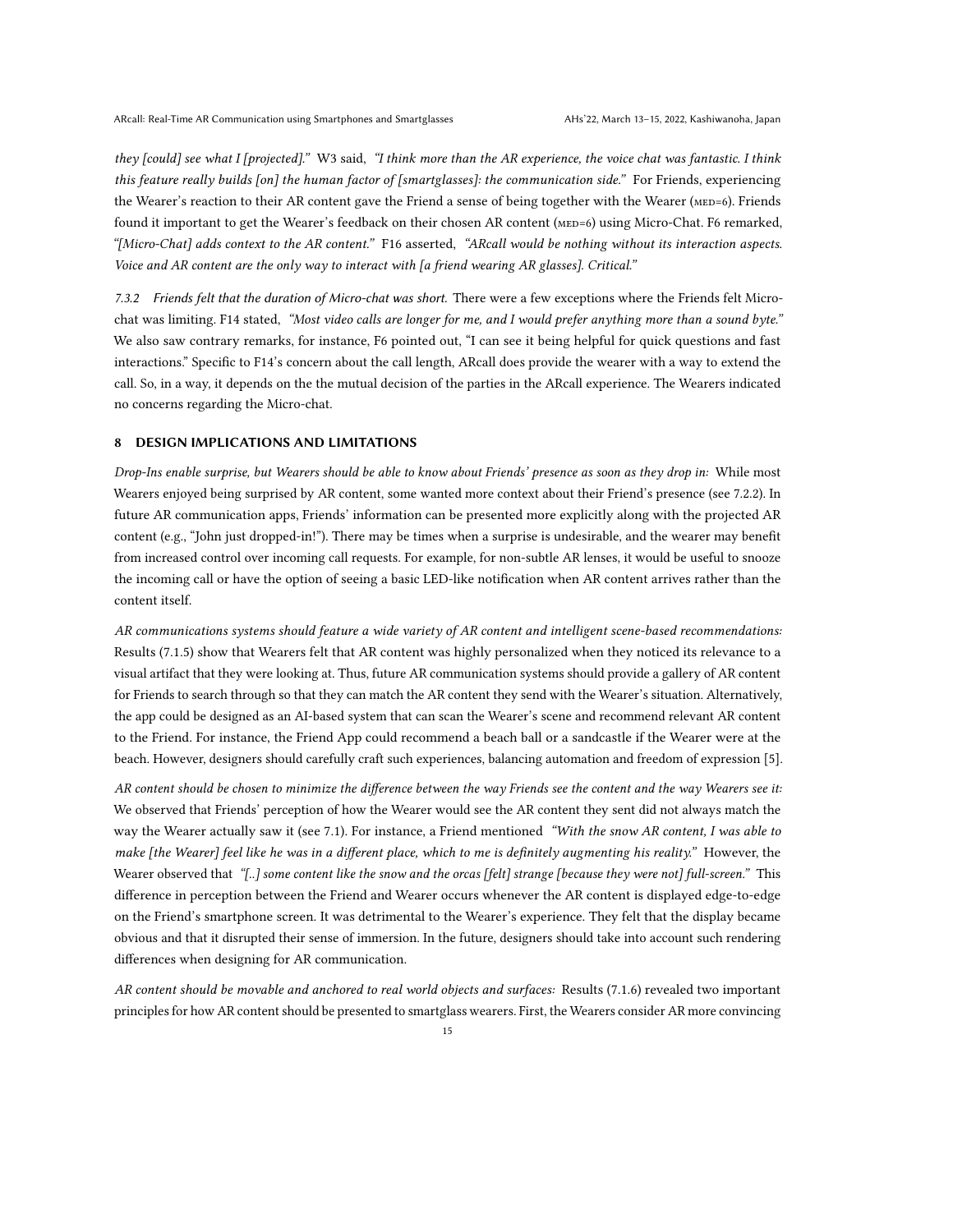*they [could] see what I [projected]."* W3 said, *"I think more than the AR experience, the voice chat was fantastic. I think this feature really builds [on] the human factor of [smartglasses]: the communication side."* For Friends, experiencing the Wearer's reaction to their AR content gave the Friend a sense of being together with the Wearer (MED=6). Friends found it important to get the Wearer's feedback on their chosen AR content (MED=6) using Micro-Chat. F6 remarked, *"[Micro-Chat] adds context to the AR content."* F16 asserted, *"ARcall would be nothing without its interaction aspects. Voice and AR content are the only way to interact with [a friend wearing AR glasses]. Critical."*

#### 7.3.2 Friends felt that the duration of Micro-chat was short.

There were a few exceptions where the Friends felt Micro-chat was limiting. F14 stated, *"Most video calls are longer for me, and I would prefer anything more than a sound byte."* We also saw contrary remarks, for instance, F6 pointed out, "I can see it being helpful for quick questions and fast interactions." Specific to F14's concern about the call length, ARcall does provide the wearer with a way to extend the call. So, in a way, it depends on the the mutual decision of the parties in the ARcall experience. The Wearers indicated no concerns regarding the Micro-chat.

## 8 DESIGN IMPLICATIONS AND LIMITATIONS

*Drop-Ins enable surprise, but Wearers should be able to know about Friends' presence as soon as they drop in:* While most Wearers enjoyed being surprised by AR content, some wanted more context about their Friend's presence (see 7.2.2). In future AR communication apps, Friends' information can be presented more explicitly along with the projected AR content (e.g., "John just dropped-in!"). There may be times when a surprise is undesirable, and the wearer may benefit from increased control over incoming call requests. For example, for non-subtle AR lenses, it would be useful to snooze the incoming call or have the option of seeing a basic LED-like notification when AR content arrives rather than the content itself.

*AR communications systems should feature a wide variety of AR content and intelligent scene-based recommendations:* Results (7.1.5) show that Wearers felt that AR content was highly personalized when they noticed its relevance to a visual artifact that they were looking at. Thus, future AR communication systems should provide a gallery of AR content for Friends to search through so that they can match the AR content they send with the Wearer's situation. Alternatively, the app could be designed as an AI-based system that can scan the Wearer's scene and recommend relevant AR content to the Friend. For instance, the Friend App could recommend a beach ball or a sandcastle if the Wearer were at the beach. However, designers should carefully craft such experiences, balancing automation and freedom of expression [5].

*AR content should be chosen to minimize the difference between the way Friends see the content and the way Wearers see it:* We observed that Friends' perception of how the Wearer would see the AR content they sent did not always match the way the Wearer actually saw it (see 7.1). For instance, a Friend mentioned *"With the snow AR content, I was able to make [the Wearer] feel like he was in a different place, which to me is definitely augmenting his reality."* However, the Wearer observed that *"[..] some content like the snow and the orcas [felt] strange [because they were not] full-screen."* This difference in perception between the Friend and Wearer occurs whenever the AR content is displayed edge-to-edge on the Friend's smartphone screen. It was detrimental to the Wearer's experience. They felt that the display became obvious and that it disrupted their sense of immersion. In the future, designers should take into account such rendering differences when designing for AR communication.

*AR content should be movable and anchored to real world objects and surfaces:* Results (7.1.6) revealed two important principles for how AR content should be presented to smartglass wearers. First, the Wearers consider AR more convincing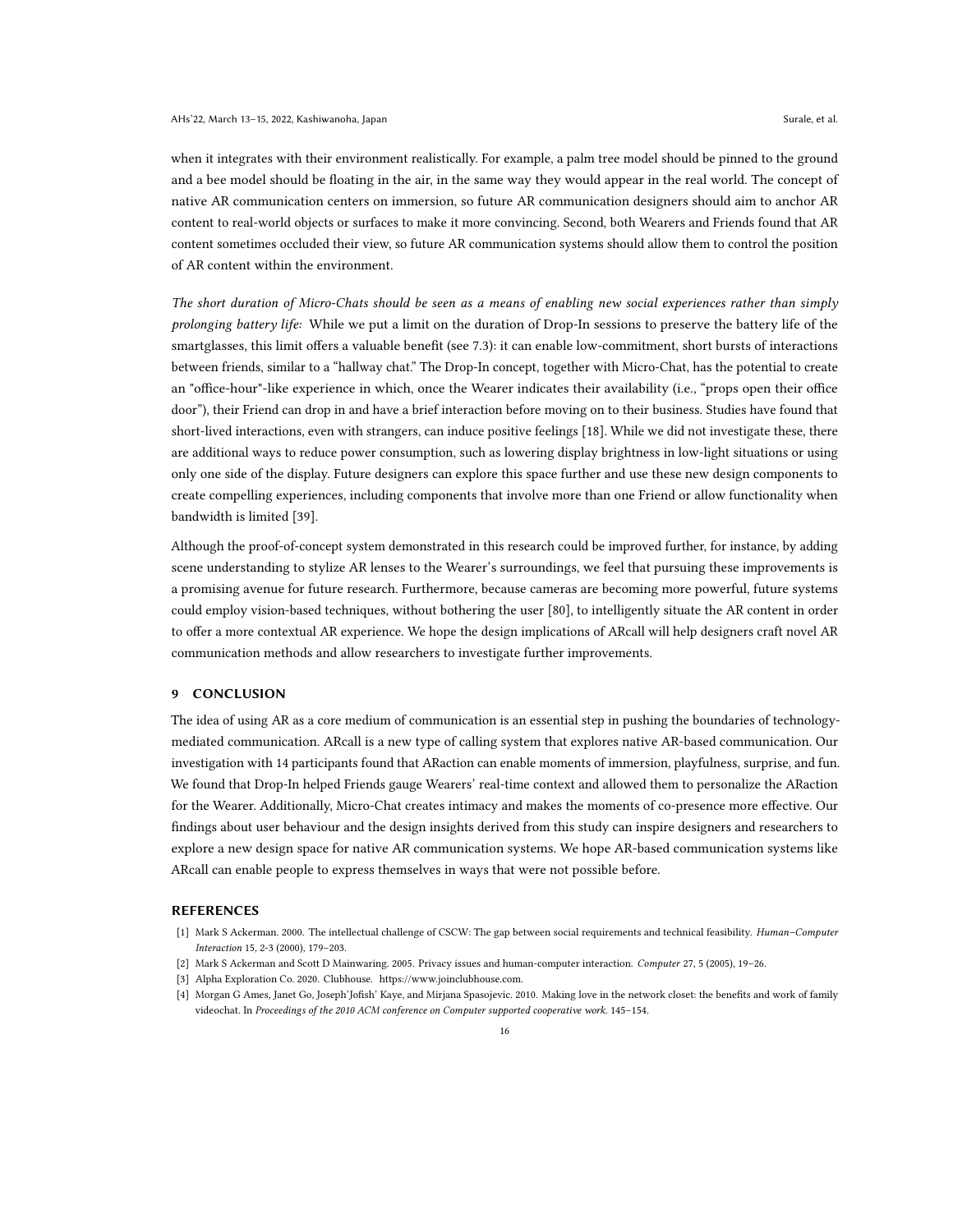when it integrates with their environment realistically. For example, a palm tree model should be pinned to the ground and a bee model should be floating in the air, in the same way they would appear in the real world. The concept of native AR communication centers on immersion, so future AR communication designers should aim to anchor AR content to real-world objects or surfaces to make it more convincing. Second, both Wearers and Friends found that AR content sometimes occluded their view, so future AR communication systems should allow them to control the position of AR content within the environment.

*The short duration of Micro-Chats should be seen as a means of enabling new social experiences rather than simply prolonging battery life:* While we put a limit on the duration of Drop-In sessions to preserve the battery life of the smartglasses, this limit offers a valuable benefit (see 7.3): it can enable low-commitment, short bursts of interactions between friends, similar to a "hallway chat." The Drop-In concept, together with Micro-Chat, has the potential to create an "office-hour"-like experience in which, once the Wearer indicates their availability (i.e., "props open their office door"), their Friend can drop in and have a brief interaction before moving on to their business. Studies have found that short-lived interactions, even with strangers, can induce positive feelings [18]. While we did not investigate these, there are additional ways to reduce power consumption, such as lowering display brightness in low-light situations or using only one side of the display. Future designers can explore this space further and use these new design components to create compelling experiences, including components that involve more than one Friend or allow functionality when bandwidth is limited [39].

Although the proof-of-concept system demonstrated in this research could be improved further, for instance, by adding scene understanding to stylize AR lenses to the Wearer's surroundings, we feel that pursuing these improvements is a promising avenue for future research. Furthermore, because cameras are becoming more powerful, future systems could employ vision-based techniques, without bothering the user [80], to intelligently situate the AR content in order to offer a more contextual AR experience. We hope the design implications of ARcall will help designers craft novel AR communication methods and allow researchers to investigate further improvements.

## 9 CONCLUSION

The idea of using AR as a core medium of communication is an essential step in pushing the boundaries of technology-mediated communication. ARcall is a new type of calling system that explores native AR-based communication. Our investigation with 14 participants found that ARaction can enable moments of immersion, playfulness, surprise, and fun. We found that Drop-In helped Friends gauge Wearers' real-time context and allowed them to personalize the ARaction for the Wearer. Additionally, Micro-Chat creates intimacy and makes the moments of co-presence more effective. Our findings about user behaviour and the design insights derived from this study can inspire designers and researchers to explore a new design space for native AR communication systems. We hope AR-based communication systems like ARcall can enable people to express themselves in ways that were not possible before.

## REFERENCES

[1] Mark S Ackerman. 2000. The intellectual challenge of CSCW: The gap between social requirements and technical feasibility. *Human–Computer Interaction* 15, 2-3 (2000), 179–203.

[2] Mark S Ackerman and Scott D Mainwaring. 2005. Privacy issues and human-computer interaction. *Computer* 27, 5 (2005), 19–26.

[3] Alpha Exploration Co. 2020. Clubhouse. https://www.joinclubhouse.com.

[4] Morgan G Ames, Janet Go, Joseph'Jofish' Kaye, and Mirjana Spasojevic. 2010. Making love in the network closet: the benefits and work of family videochat. In *Proceedings of the 2010 ACM conference on Computer supported cooperative work*. 145–154.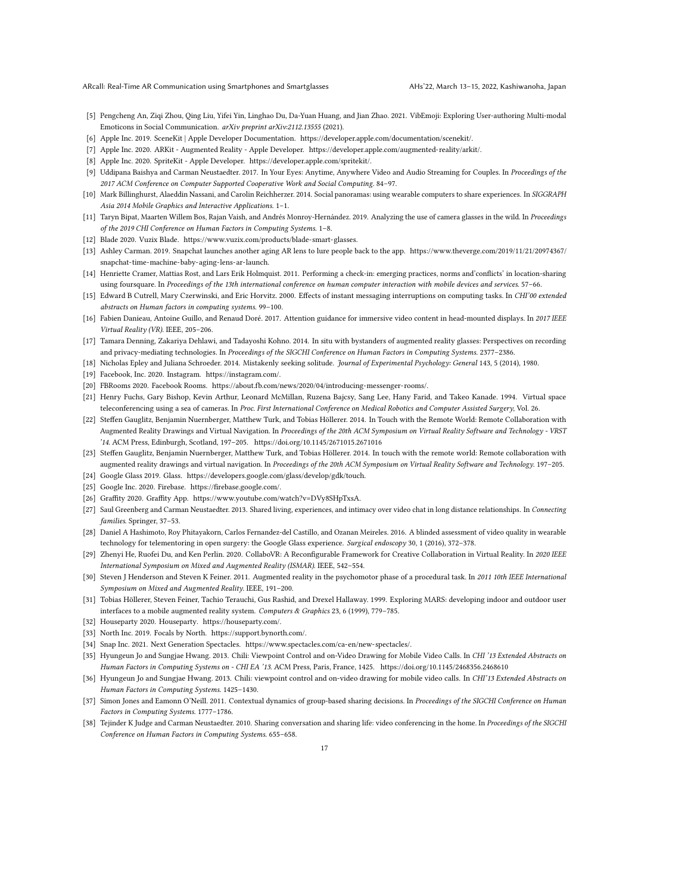[5] Pengcheng An, Ziqi Zhou, Qing Liu, Yifei Yin, Linghao Du, Da-Yuan Huang, and Jian Zhao. 2021. VibEmoji: Exploring User-authoring Multi-modal Emoticons in Social Communication. *arXiv preprint arXiv:2112.13555* (2021).

[6] Apple Inc. 2019. SceneKit | Apple Developer Documentation. https://developer.apple.com/documentation/scenekit/.

[7] Apple Inc. 2020. ARKit - Augmented Reality - Apple Developer. https://developer.apple.com/augmented-reality/arkit/.

[8] Apple Inc. 2020. SpriteKit - Apple Developer. https://developer.apple.com/spritekit/.

[9] Uddipana Baishya and Carman Neustaedter. 2017. In Your Eyes: Anytime, Anywhere Video and Audio Streaming for Couples. In *Proceedings of the 2017 ACM Conference on Computer Supported Cooperative Work and Social Computing*. 84–97.

[10] Mark Billinghurst, Alaeddin Nassani, and Carolin Reichherzer. 2014. Social panoramas: using wearable computers to share experiences. In *SIGGRAPH Asia 2014 Mobile Graphics and Interactive Applications*. 1–1.

[11] Taryn Bipat, Maarten Willem Bos, Rajan Vaish, and Andrés Monroy-Hernández. 2019. Analyzing the use of camera glasses in the wild. In *Proceedings of the 2019 CHI Conference on Human Factors in Computing Systems*. 1–8.

[12] Blade 2020. Vuzix Blade. https://www.vuzix.com/products/blade-smart-glasses.

[13] Ashley Carman. 2019. Snapchat launches another aging AR lens to lure people back to the app. https://www.theverge.com/2019/11/21/20974367/snapchat-time-machine-baby-aging-lens-ar-launch.

[14] Henriette Cramer, Mattias Rost, and Lars Erik Holmquist. 2011. Performing a check-in: emerging practices, norms and'conflicts' in location-sharing using foursquare. In *Proceedings of the 13th international conference on human computer interaction with mobile devices and services*. 57–66.

[15] Edward B Cutrell, Mary Czerwinski, and Eric Horvitz. 2000. Effects of instant messaging interruptions on computing tasks. In *CHI'00 extended abstracts on Human factors in computing systems*. 99–100.

[16] Fabien Danieau, Antoine Guillo, and Renaud Doré. 2017. Attention guidance for immersive video content in head-mounted displays. In *2017 IEEE Virtual Reality (VR)*. IEEE, 205–206.

[17] Tamara Denning, Zakariya Dehlawi, and Tadayoshi Kohno. 2014. In situ with bystanders of augmented reality glasses: Perspectives on recording and privacy-mediating technologies. In *Proceedings of the SIGCHI Conference on Human Factors in Computing Systems*. 2377–2386.

[18] Nicholas Epley and Juliana Schroeder. 2014. Mistakenly seeking solitude. *Journal of Experimental Psychology: General* 143, 5 (2014), 1980.

[19] Facebook, Inc. 2020. Instagram. https://instagram.com/.

[20] FBRooms 2020. Facebook Rooms. https://about.fb.com/news/2020/04/introducing-messenger-rooms/.

[21] Henry Fuchs, Gary Bishop, Kevin Arthur, Leonard McMillan, Ruzena Bajcsy, Sang Lee, Hany Farid, and Takeo Kanade. 1994. Virtual space teleconferencing using a sea of cameras. In *Proc. First International Conference on Medical Robotics and Computer Assisted Surgery*, Vol. 26.

[22] Steffen Gauglitz, Benjamin Nuernberger, Matthew Turk, and Tobias Höllerer. 2014. In Touch with the Remote World: Remote Collaboration with Augmented Reality Drawings and Virtual Navigation. In *Proceedings of the 20th ACM Symposium on Virtual Reality Software and Technology - VRST '14*. ACM Press, Edinburgh, Scotland, 197–205. https://doi.org/10.1145/2671015.2671016

[23] Steffen Gauglitz, Benjamin Nuernberger, Matthew Turk, and Tobias Höllerer. 2014. In touch with the remote world: Remote collaboration with augmented reality drawings and virtual navigation. In *Proceedings of the 20th ACM Symposium on Virtual Reality Software and Technology*. 197–205.

[24] Google Glass 2019. Glass. https://developers.google.com/glass/develop/gdk/touch.

[25] Google Inc. 2020. Firebase. https://firebase.google.com/.

[26] Graffity 2020. Graffity App. https://www.youtube.com/watch?v=DVy8SHpTxsA.

[27] Saul Greenberg and Carman Neustaedter. 2013. Shared living, experiences, and intimacy over video chat in long distance relationships. In *Connecting families*. Springer, 37–53.

[28] Daniel A Hashimoto, Roy Phitayakorn, Carlos Fernandez-del Castillo, and Ozanan Meireles. 2016. A blinded assessment of video quality in wearable technology for telementoring in open surgery: the Google Glass experience. *Surgical endoscopy* 30, 1 (2016), 372–378.

[29] Zhenyi He, Ruofei Du, and Ken Perlin. 2020. CollaboVR: A Reconfigurable Framework for Creative Collaboration in Virtual Reality. In *2020 IEEE International Symposium on Mixed and Augmented Reality (ISMAR)*. IEEE, 542–554.

[30] Steven J Henderson and Steven K Feiner. 2011. Augmented reality in the psychomotor phase of a procedural task. In *2011 10th IEEE International Symposium on Mixed and Augmented Reality*. IEEE, 191–200.

[31] Tobias Höllerer, Steven Feiner, Tachio Terauchi, Gus Rashid, and Drexel Hallaway. 1999. Exploring MARS: developing indoor and outdoor user interfaces to a mobile augmented reality system. *Computers & Graphics* 23, 6 (1999), 779–785.

[32] Houseparty 2020. Houseparty. https://houseparty.com/.

[33] North Inc. 2019. Focals by North. https://support.bynorth.com/.

[34] Snap Inc. 2021. Next Generation Spectacles. https://www.spectacles.com/ca-en/new-spectacles/.

[35] Hyungeun Jo and Sungjae Hwang. 2013. Chili: Viewpoint Control and on-Video Drawing for Mobile Video Calls. In *CHI '13 Extended Abstracts on Human Factors in Computing Systems on - CHI EA '13*. ACM Press, Paris, France, 1425. https://doi.org/10.1145/2468356.2468610

[36] Hyungeun Jo and Sungjae Hwang. 2013. Chili: viewpoint control and on-video drawing for mobile video calls. In *CHI'13 Extended Abstracts on Human Factors in Computing Systems*. 1425–1430.

[37] Simon Jones and Eamonn O'Neill. 2011. Contextual dynamics of group-based sharing decisions. In *Proceedings of the SIGCHI Conference on Human Factors in Computing Systems*. 1777–1786.

[38] Tejinder K Judge and Carman Neustaedter. 2010. Sharing conversation and sharing life: video conferencing in the home. In *Proceedings of the SIGCHI Conference on Human Factors in Computing Systems*. 655–658.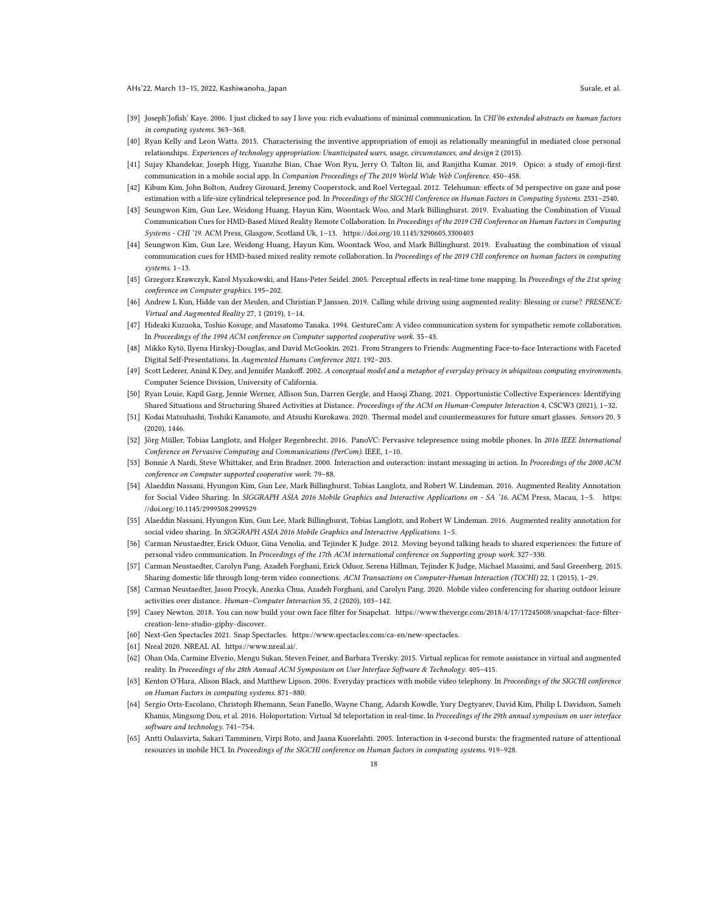[39] Joseph'Jofish' Kaye. 2006. I just clicked to say I love you: rich evaluations of minimal communication. In *CHI'06 extended abstracts on human factors in computing systems*. 363–368.

[40] Ryan Kelly and Leon Watts. 2015. Characterising the inventive appropriation of emoji as relationally meaningful in mediated close personal relationships. *Experiences of technology appropriation: Unanticipated users, usage, circumstances, and design* 2 (2015).

[41] Sujay Khandekar, Joseph Higg, Yuanzhe Bian, Chae Won Ryu, Jerry O. Talton Iii, and Ranjitha Kumar. 2019. Opico: a study of emoji-first communication in a mobile social app. In *Companion Proceedings of The 2019 World Wide Web Conference*. 450–458.

[42] Kibum Kim, John Bolton, Audrey Girouard, Jeremy Cooperstock, and Roel Vertegaal. 2012. Telehuman: effects of 3d perspective on gaze and pose estimation with a life-size cylindrical telepresence pod. In *Proceedings of the SIGCHI Conference on Human Factors in Computing Systems*. 2531–2540.

[43] Seungwon Kim, Gun Lee, Weidong Huang, Hayun Kim, Woontack Woo, and Mark Billinghurst. 2019. Evaluating the Combination of Visual Communication Cues for HMD-Based Mixed Reality Remote Collaboration. In *Proceedings of the 2019 CHI Conference on Human Factors in Computing Systems - CHI '19*. ACM Press, Glasgow, Scotland Uk, 1–13. https://doi.org/10.1145/3290605.3300403

[44] Seungwon Kim, Gun Lee, Weidong Huang, Hayun Kim, Woontack Woo, and Mark Billinghurst. 2019. Evaluating the combination of visual communication cues for HMD-based mixed reality remote collaboration. In *Proceedings of the 2019 CHI conference on human factors in computing systems*. 1–13.

[45] Grzegorz Krawczyk, Karol Myszkowski, and Hans-Peter Seidel. 2005. Perceptual effects in real-time tone mapping. In *Proceedings of the 21st spring conference on Computer graphics*. 195–202.

[46] Andrew L Kun, Hidde van der Meulen, and Christian P Janssen. 2019. Calling while driving using augmented reality: Blessing or curse? *PRESENCE: Virtual and Augmented Reality* 27, 1 (2019), 1–14.

[47] Hideaki Kuzuoka, Toshio Kosuge, and Masatomo Tanaka. 1994. GestureCam: A video communication system for sympathetic remote collaboration. In *Proceedings of the 1994 ACM conference on Computer supported cooperative work*. 35–43.

[48] Mikko Kytö, Ilyena Hirskyj-Douglas, and David McGookin. 2021. From Strangers to Friends: Augmenting Face-to-face Interactions with Faceted Digital Self-Presentations. In *Augmented Humans Conference 2021*. 192–203.

[49] Scott Lederer, Anind K Dey, and Jennifer Mankoff. 2002. *A conceptual model and a metaphor of everyday privacy in ubiquitous computing environments*. Computer Science Division, University of California.

[50] Ryan Louie, Kapil Garg, Jennie Werner, Allison Sun, Darren Gergle, and Haoqi Zhang. 2021. Opportunistic Collective Experiences: Identifying Shared Situations and Structuring Shared Activities at Distance. *Proceedings of the ACM on Human-Computer Interaction* 4, CSCW3 (2021), 1–32.

[51] Kodai Matsuhashi, Toshiki Kanamoto, and Atsushi Kurokawa. 2020. Thermal model and countermeasures for future smart glasses. *Sensors* 20, 5 (2020), 1446.

[52] Jörg Müller, Tobias Langlotz, and Holger Regenbrecht. 2016. PanoVC: Pervasive telepresence using mobile phones. In *2016 IEEE International Conference on Pervasive Computing and Communications (PerCom)*. IEEE, 1–10.

[53] Bonnie A Nardi, Steve Whittaker, and Erin Bradner. 2000. Interaction and outeraction: instant messaging in action. In *Proceedings of the 2000 ACM conference on Computer supported cooperative work*. 79–88.

[54] Alaeddin Nassani, Hyungon Kim, Gun Lee, Mark Billinghurst, Tobias Langlotz, and Robert W. Lindeman. 2016. Augmented Reality Annotation for Social Video Sharing. In *SIGGRAPH ASIA 2016 Mobile Graphics and Interactive Applications on - SA '16*. ACM Press, Macau, 1–5. https://doi.org/10.1145/2999508.2999529

[55] Alaeddin Nassani, Hyungon Kim, Gun Lee, Mark Billinghurst, Tobias Langlotz, and Robert W Lindeman. 2016. Augmented reality annotation for social video sharing. In *SIGGRAPH ASIA 2016 Mobile Graphics and Interactive Applications*. 1–5.

[56] Carman Neustaedter, Erick Oduor, Gina Venolia, and Tejinder K Judge. 2012. Moving beyond talking heads to shared experiences: the future of personal video communication. In *Proceedings of the 17th ACM international conference on Supporting group work*. 327–330.

[57] Carman Neustaedter, Carolyn Pang, Azadeh Forghani, Erick Oduor, Serena Hillman, Tejinder K Judge, Michael Massimi, and Saul Greenberg. 2015. Sharing domestic life through long-term video connections. *ACM Transactions on Computer-Human Interaction (TOCHI)* 22, 1 (2015), 1–29.

[58] Carman Neustaedter, Jason Procyk, Anezka Chua, Azadeh Forghani, and Carolyn Pang. 2020. Mobile video conferencing for sharing outdoor leisure activities over distance. *Human–Computer Interaction* 35, 2 (2020), 103–142.

[59] Casey Newton. 2018. You can now build your own face filter for Snapchat. https://www.theverge.com/2018/4/17/17245008/snapchat-face-filter-creation-lens-studio-giphy-discover.

[60] Next-Gen Spectacles 2021. Snap Spectacles. https://www.spectacles.com/ca-en/new-spectacles.

[61] Nreal 2020. NREAL AI. https://www.nreal.ai/.

[62] Ohan Oda, Carmine Elvezio, Mengu Sukan, Steven Feiner, and Barbara Tversky. 2015. Virtual replicas for remote assistance in virtual and augmented reality. In *Proceedings of the 28th Annual ACM Symposium on User Interface Software & Technology*. 405–415.

[63] Kenton O'Hara, Alison Black, and Matthew Lipson. 2006. Everyday practices with mobile video telephony. In *Proceedings of the SIGCHI conference on Human Factors in computing systems*. 871–880.

[64] Sergio Orts-Escolano, Christoph Rhemann, Sean Fanello, Wayne Chang, Adarsh Kowdle, Yury Degtyarev, David Kim, Philip L Davidson, Sameh Khamis, Mingsong Dou, et al. 2016. Holoportation: Virtual 3d teleportation in real-time. In *Proceedings of the 29th annual symposium on user interface software and technology*. 741–754.

[65] Antti Oulasvirta, Sakari Tamminen, Virpi Roto, and Jaana Kuorelahti. 2005. Interaction in 4-second bursts: the fragmented nature of attentional resources in mobile HCI. In *Proceedings of the SIGCHI conference on Human factors in computing systems*. 919–928.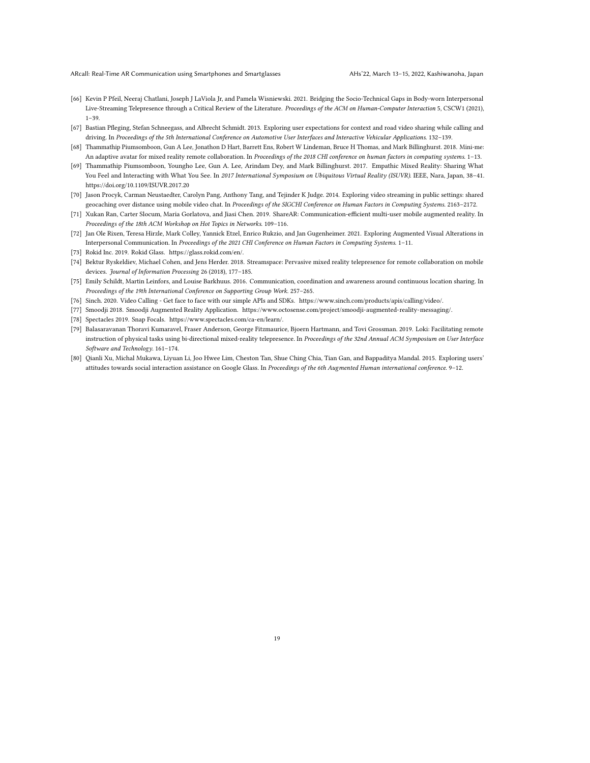[66] Kevin P Pfeil, Neeraj Chatlani, Joseph J LaViola Jr, and Pamela Wisniewski. 2021. Bridging the Socio-Technical Gaps in Body-worn Interpersonal Live-Streaming Telepresence through a Critical Review of the Literature. *Proceedings of the ACM on Human-Computer Interaction* 5, CSCW1 (2021), 1–39.

[67] Bastian Pfleging, Stefan Schneegass, and Albrecht Schmidt. 2013. Exploring user expectations for context and road video sharing while calling and driving. In *Proceedings of the 5th International Conference on Automotive User Interfaces and Interactive Vehicular Applications*. 132–139.

[68] Thammathip Piumsomboon, Gun A Lee, Jonathon D Hart, Barrett Ens, Robert W Lindeman, Bruce H Thomas, and Mark Billinghurst. 2018. Mini-me: An adaptive avatar for mixed reality remote collaboration. In *Proceedings of the 2018 CHI conference on human factors in computing systems*. 1–13.

[69] Thammathip Piumsomboon, Youngho Lee, Gun A. Lee, Arindam Dey, and Mark Billinghurst. 2017. Empathic Mixed Reality: Sharing What You Feel and Interacting with What You See. In *2017 International Symposium on Ubiquitous Virtual Reality (ISUVR)*. IEEE, Nara, Japan, 38–41. https://doi.org/10.1109/ISUVR.2017.20

[70] Jason Procyk, Carman Neustaedter, Carolyn Pang, Anthony Tang, and Tejinder K Judge. 2014. Exploring video streaming in public settings: shared geocaching over distance using mobile video chat. In *Proceedings of the SIGCHI Conference on Human Factors in Computing Systems*. 2163–2172.

[71] Xukan Ran, Carter Slocum, Maria Gorlatova, and Jiasi Chen. 2019. ShareAR: Communication-efficient multi-user mobile augmented reality. In *Proceedings of the 18th ACM Workshop on Hot Topics in Networks*. 109–116.

[72] Jan Ole Rixen, Teresa Hirzle, Mark Colley, Yannick Etzel, Enrico Rukzio, and Jan Gugenheimer. 2021. Exploring Augmented Visual Alterations in Interpersonal Communication. In *Proceedings of the 2021 CHI Conference on Human Factors in Computing Systems*. 1–11.

[73] Rokid Inc. 2019. Rokid Glass. https://glass.rokid.com/en/.

[74] Bektur Ryskeldiev, Michael Cohen, and Jens Herder. 2018. Streamspace: Pervasive mixed reality telepresence for remote collaboration on mobile devices. *Journal of Information Processing* 26 (2018), 177–185.

[75] Emily Schildt, Martin Leinfors, and Louise Barkhuus. 2016. Communication, coordination and awareness around continuous location sharing. In *Proceedings of the 19th International Conference on Supporting Group Work*. 257–265.

[76] Sinch. 2020. Video Calling - Get face to face with our simple APIs and SDKs. https://www.sinch.com/products/apis/calling/video/.

[77] Smoodji 2018. Smoodji Augmented Reality Application. https://www.octosense.com/project/smoodji-augmented-reality-messaging/.

[78] Spectacles 2019. Snap Focals. https://www.spectacles.com/ca-en/learn/.

[79] Balasaravanan Thoravi Kumaravel, Fraser Anderson, George Fitzmaurice, Bjoern Hartmann, and Tovi Grossman. 2019. Loki: Facilitating remote instruction of physical tasks using bi-directional mixed-reality telepresence. In *Proceedings of the 32nd Annual ACM Symposium on User Interface Software and Technology*. 161–174.

[80] Qianli Xu, Michal Mukawa, Liyuan Li, Joo Hwee Lim, Cheston Tan, Shue Ching Chia, Tian Gan, and Bappaditya Mandal. 2015. Exploring users' attitudes towards social interaction assistance on Google Glass. In *Proceedings of the 6th Augmented Human international conference*. 9–12.